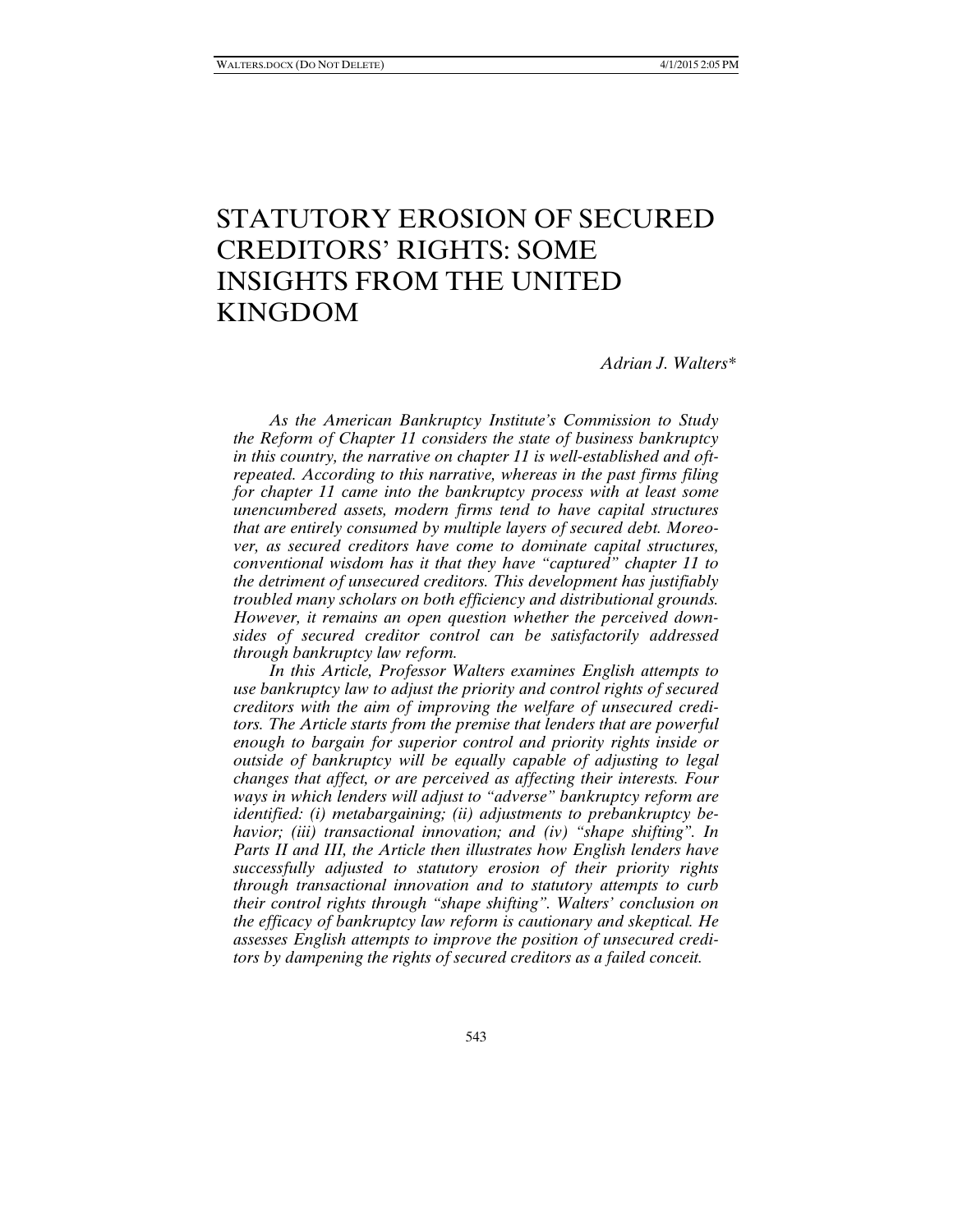# STATUTORY EROSION OF SECURED CREDITORS' RIGHTS: SOME INSIGHTS FROM THE UNITED KINGDOM

*Adrian J. Walters\**

*As the American Bankruptcy Institute's Commission to Study the Reform of Chapter 11 considers the state of business bankruptcy in this country, the narrative on chapter 11 is well-established and oft-repeated. According to this narrative, whereas in the past firms filing for chapter 11 came into the bankruptcy process with at least some unencumbered assets, modern firms tend to have capital structures that are entirely consumed by multiple layers of secured debt. Moreover, as secured creditors have come to dominate capital structures, conventional wisdom has it that they have "captured" chapter 11 to the detriment of unsecured creditors. This development has justifiably troubled many scholars on both efficiency and distributional grounds. However, it remains an open question whether the perceived downsides of secured creditor control can be satisfactorily addressed through bankruptcy law reform.*

*In this Article, Professor Walters examines English attempts to use bankruptcy law to adjust the priority and control rights of secured creditors with the aim of improving the welfare of unsecured creditors. The Article starts from the premise that lenders that are powerful enough to bargain for superior control and priority rights inside or outside of bankruptcy will be equally capable of adjusting to legal changes that affect, or are perceived as affecting their interests. Four ways in which lenders will adjust to "adverse" bankruptcy reform are identified: (i) metabargaining; (ii) adjustments to prebankruptcy behavior; (iii) transactional innovation; and (iv) "shape shifting". In Parts II and III, the Article then illustrates how English lenders have successfully adjusted to statutory erosion of their priority rights through transactional innovation and to statutory attempts to curb their control rights through "shape shifting". Walters' conclusion on the efficacy of bankruptcy law reform is cautionary and skeptical. He assesses English attempts to improve the position of unsecured creditors by dampening the rights of secured creditors as a failed conceit.*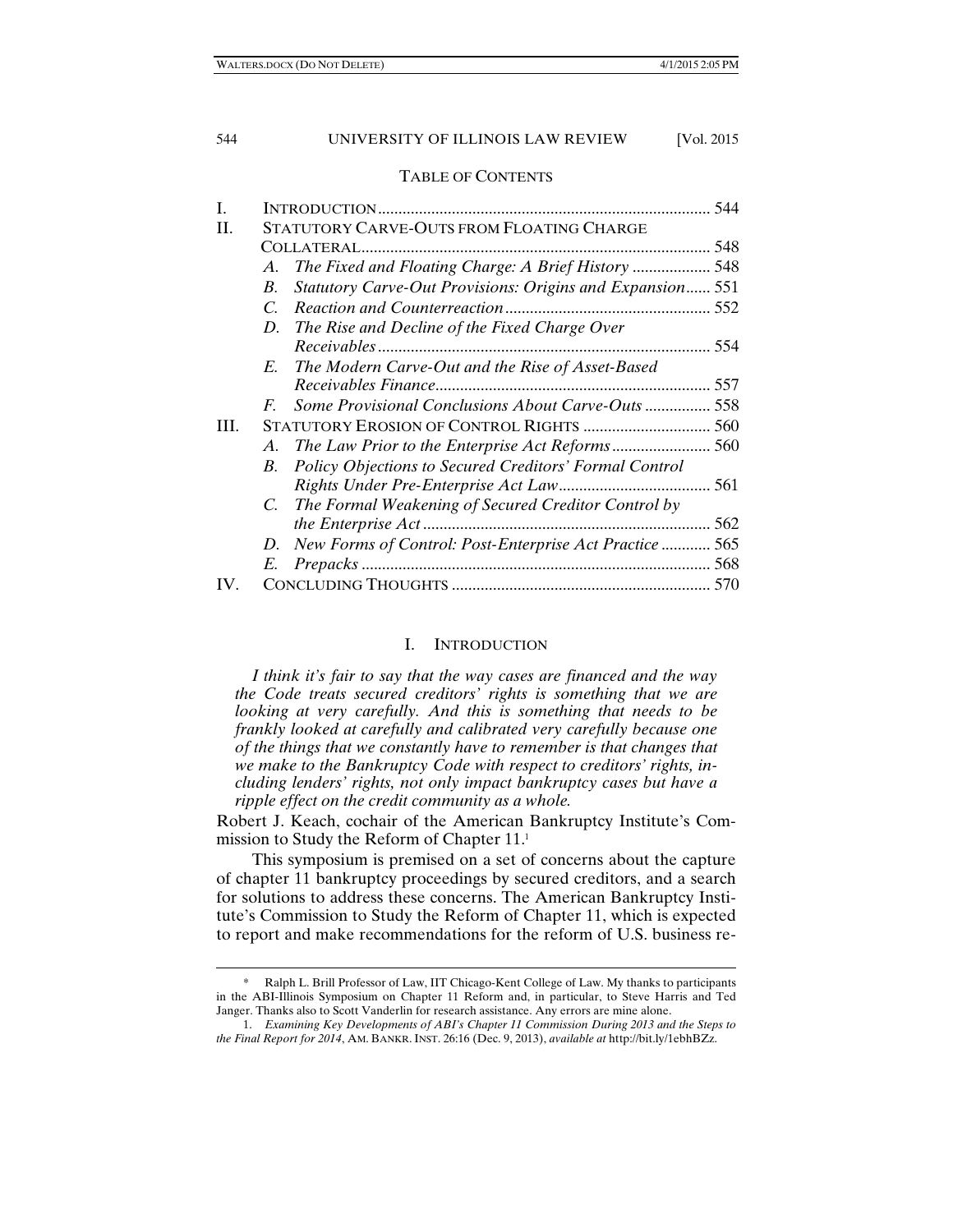TABLE OF CONTENTS

I. INTRODUCTION ........ 544
II. STATUTORY CARVE-OUTS FROM FLOATING CHARGE COLLATERAL ........ 548
  A. *The Fixed and Floating Charge: A Brief History* ........ 548
  B. *Statutory Carve-Out Provisions: Origins and Expansion* ........ 551
  C. *Reaction and Counterreaction* ........ 552
  D. *The Rise and Decline of the Fixed Charge Over Receivables* ........ 554
  E. *The Modern Carve-Out and the Rise of Asset-Based Receivables Finance* ........ 557
  F. *Some Provisional Conclusions About Carve-Outs* ........ 558
III. STATUTORY EROSION OF CONTROL RIGHTS ........ 560
  A. *The Law Prior to the Enterprise Act Reforms* ........ 560
  B. *Policy Objections to Secured Creditors' Formal Control Rights Under Pre-Enterprise Act Law* ........ 561
  C. *The Formal Weakening of Secured Creditor Control by the Enterprise Act* ........ 562
  D. *New Forms of Control: Post-Enterprise Act Practice* ........ 565
  E. *Prepacks* ........ 568
IV. CONCLUDING THOUGHTS ........ 570

# I. INTRODUCTION

*I think it's fair to say that the way cases are financed and the way the Code treats secured creditors' rights is something that we are looking at very carefully. And this is something that needs to be frankly looked at carefully and calibrated very carefully because one of the things that we constantly have to remember is that changes that we make to the Bankruptcy Code with respect to creditors' rights, including lenders' rights, not only impact bankruptcy cases but have a ripple effect on the credit community as a whole.*

Robert J. Keach, cochair of the American Bankruptcy Institute's Commission to Study the Reform of Chapter 11.[1]

This symposium is premised on a set of concerns about the capture of chapter 11 bankruptcy proceedings by secured creditors, and a search for solutions to address these concerns. The American Bankruptcy Institute's Commission to Study the Reform of Chapter 11, which is expected to report and make recommendations for the reform of U.S. business re-

---

\* Ralph L. Brill Professor of Law, IIT Chicago-Kent College of Law. My thanks to participants in the ABI-Illinois Symposium on Chapter 11 Reform and, in particular, to Steve Harris and Ted Janger. Thanks also to Scott Vanderlin for research assistance. Any errors are mine alone.

1. *Examining Key Developments of ABI's Chapter 11 Commission During 2013 and the Steps to the Final Report for 2014*, AM. BANKR. INST. 26:16 (Dec. 9, 2013), *available at* http://bit.ly/1ebhBZz.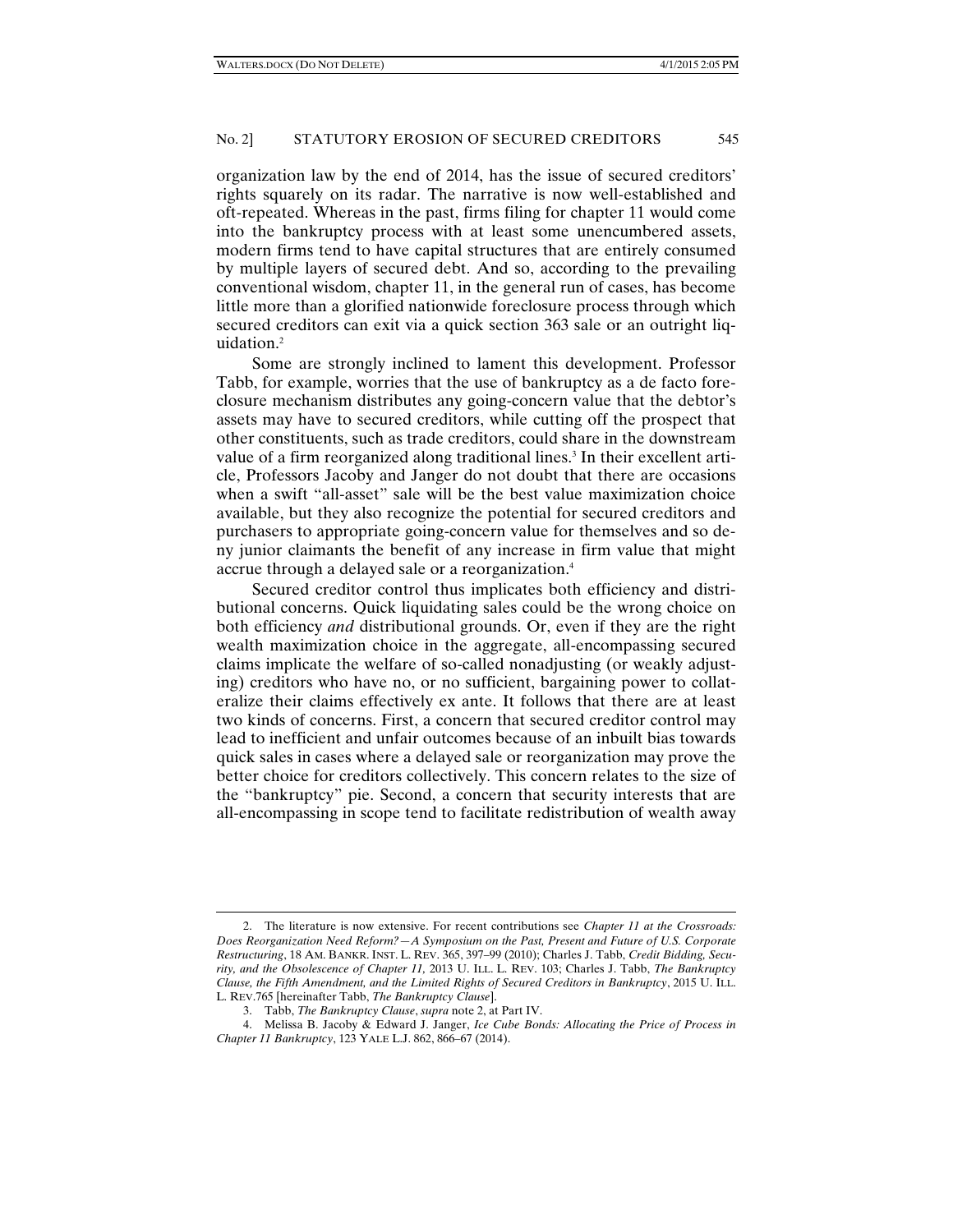organization law by the end of 2014, has the issue of secured creditors' rights squarely on its radar. The narrative is now well-established and oft-repeated. Whereas in the past, firms filing for chapter 11 would come into the bankruptcy process with at least some unencumbered assets, modern firms tend to have capital structures that are entirely consumed by multiple layers of secured debt. And so, according to the prevailing conventional wisdom, chapter 11, in the general run of cases, has become little more than a glorified nationwide foreclosure process through which secured creditors can exit via a quick section 363 sale or an outright liquidation.[2]

Some are strongly inclined to lament this development. Professor Tabb, for example, worries that the use of bankruptcy as a de facto foreclosure mechanism distributes any going-concern value that the debtor's assets may have to secured creditors, while cutting off the prospect that other constituents, such as trade creditors, could share in the downstream value of a firm reorganized along traditional lines.[3] In their excellent article, Professors Jacoby and Janger do not doubt that there are occasions when a swift "all-asset" sale will be the best value maximization choice available, but they also recognize the potential for secured creditors and purchasers to appropriate going-concern value for themselves and so deny junior claimants the benefit of any increase in firm value that might accrue through a delayed sale or a reorganization.[4]

Secured creditor control thus implicates both efficiency and distributional concerns. Quick liquidating sales could be the wrong choice on both efficiency *and* distributional grounds. Or, even if they are the right wealth maximization choice in the aggregate, all-encompassing secured claims implicate the welfare of so-called nonadjusting (or weakly adjusting) creditors who have no, or no sufficient, bargaining power to collateralize their claims effectively ex ante. It follows that there are at least two kinds of concerns. First, a concern that secured creditor control may lead to inefficient and unfair outcomes because of an inbuilt bias towards quick sales in cases where a delayed sale or reorganization may prove the better choice for creditors collectively. This concern relates to the size of the "bankruptcy" pie. Second, a concern that security interests that are all-encompassing in scope tend to facilitate redistribution of wealth away

2. The literature is now extensive. For recent contributions see *Chapter 11 at the Crossroads: Does Reorganization Need Reform?—A Symposium on the Past, Present and Future of U.S. Corporate Restructuring*, 18 AM. BANKR. INST. L. REV. 365, 397–99 (2010); Charles J. Tabb, *Credit Bidding, Security, and the Obsolescence of Chapter 11,* 2013 U. ILL. L. REV. 103; Charles J. Tabb, *The Bankruptcy Clause, the Fifth Amendment, and the Limited Rights of Secured Creditors in Bankruptcy*, 2015 U. ILL. L. REV.765 [hereinafter Tabb, *The Bankruptcy Clause*].

3. Tabb, *The Bankruptcy Clause*, *supra* note 2, at Part IV.

4. Melissa B. Jacoby & Edward J. Janger, *Ice Cube Bonds: Allocating the Price of Process in Chapter 11 Bankruptcy*, 123 YALE L.J. 862, 866–67 (2014).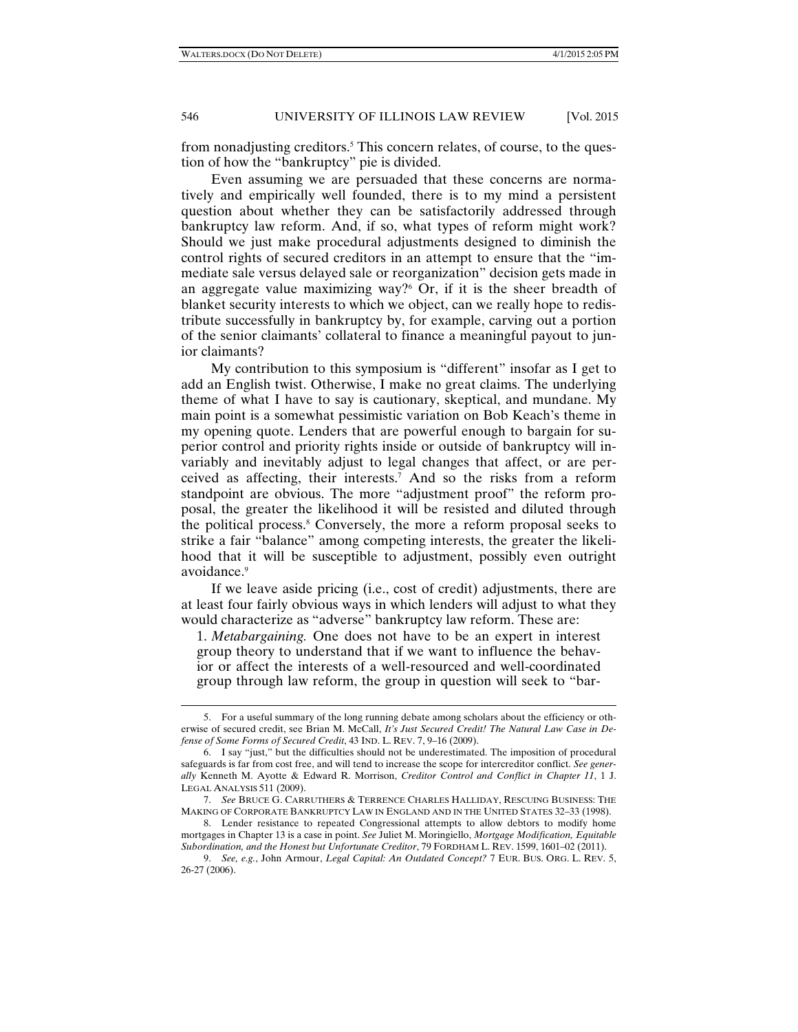from nonadjusting creditors.[5] This concern relates, of course, to the question of how the "bankruptcy" pie is divided.

Even assuming we are persuaded that these concerns are normatively and empirically well founded, there is to my mind a persistent question about whether they can be satisfactorily addressed through bankruptcy law reform. And, if so, what types of reform might work? Should we just make procedural adjustments designed to diminish the control rights of secured creditors in an attempt to ensure that the "immediate sale versus delayed sale or reorganization" decision gets made in an aggregate value maximizing way?[6] Or, if it is the sheer breadth of blanket security interests to which we object, can we really hope to redistribute successfully in bankruptcy by, for example, carving out a portion of the senior claimants' collateral to finance a meaningful payout to junior claimants?

My contribution to this symposium is "different" insofar as I get to add an English twist. Otherwise, I make no great claims. The underlying theme of what I have to say is cautionary, skeptical, and mundane. My main point is a somewhat pessimistic variation on Bob Keach's theme in my opening quote. Lenders that are powerful enough to bargain for superior control and priority rights inside or outside of bankruptcy will invariably and inevitably adjust to legal changes that affect, or are perceived as affecting, their interests.[7] And so the risks from a reform standpoint are obvious. The more "adjustment proof" the reform proposal, the greater the likelihood it will be resisted and diluted through the political process.[8] Conversely, the more a reform proposal seeks to strike a fair "balance" among competing interests, the greater the likelihood that it will be susceptible to adjustment, possibly even outright avoidance.[9]

If we leave aside pricing (i.e., cost of credit) adjustments, there are at least four fairly obvious ways in which lenders will adjust to what they would characterize as "adverse" bankruptcy law reform. These are:

1. *Metabargaining.* One does not have to be an expert in interest group theory to understand that if we want to influence the behavior or affect the interests of a well-resourced and well-coordinated group through law reform, the group in question will seek to "bar-

---

5. For a useful summary of the long running debate among scholars about the efficiency or otherwise of secured credit, see Brian M. McCall, *It's Just Secured Credit! The Natural Law Case in Defense of Some Forms of Secured Credit*, 43 IND. L. REV. 7, 9–16 (2009).

6. I say "just," but the difficulties should not be underestimated. The imposition of procedural safeguards is far from cost free, and will tend to increase the scope for intercreditor conflict. *See generally* Kenneth M. Ayotte & Edward R. Morrison, *Creditor Control and Conflict in Chapter 11*, 1 J. LEGAL ANALYSIS 511 (2009).

7. *See* BRUCE G. CARRUTHERS & TERRENCE CHARLES HALLIDAY, RESCUING BUSINESS: THE MAKING OF CORPORATE BANKRUPTCY LAW IN ENGLAND AND IN THE UNITED STATES 32–33 (1998).

8. Lender resistance to repeated Congressional attempts to allow debtors to modify home mortgages in Chapter 13 is a case in point. *See* Juliet M. Moringiello, *Mortgage Modification, Equitable Subordination, and the Honest but Unfortunate Creditor*, 79 FORDHAM L. REV. 1599, 1601–02 (2011).

9. *See, e.g.*, John Armour, *Legal Capital: An Outdated Concept?* 7 EUR. BUS. ORG. L. REV. 5, 26-27 (2006).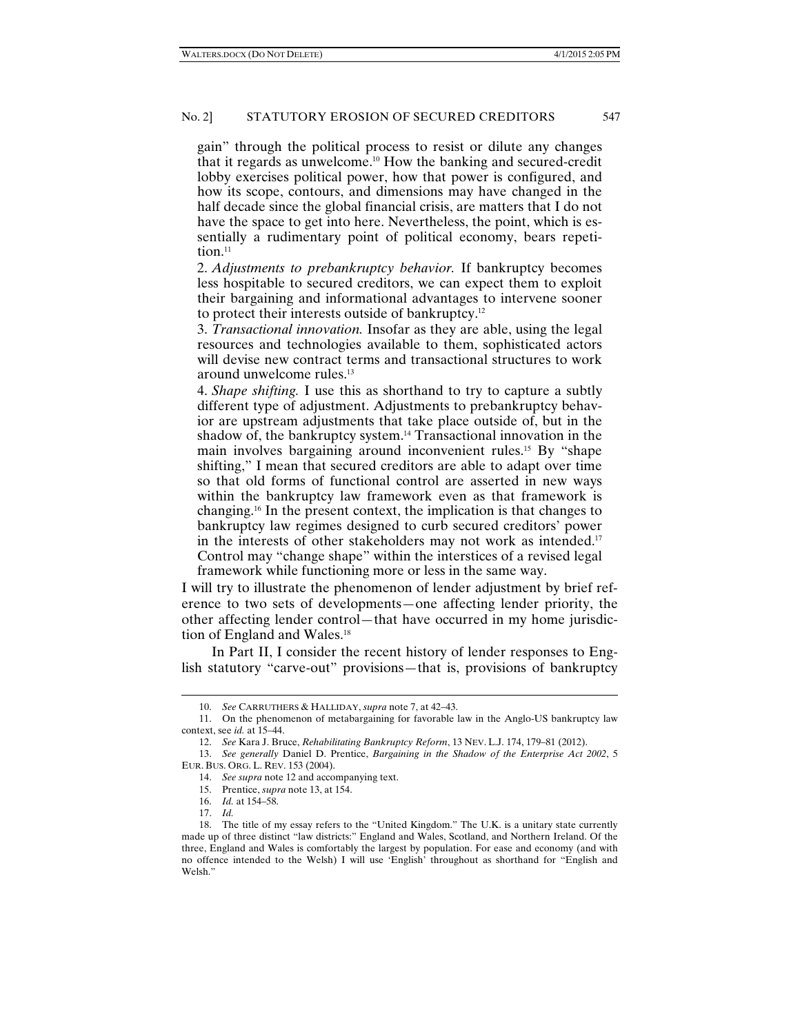gain" through the political process to resist or dilute any changes that it regards as unwelcome.[10] How the banking and secured-credit lobby exercises political power, how that power is configured, and how its scope, contours, and dimensions may have changed in the half decade since the global financial crisis, are matters that I do not have the space to get into here. Nevertheless, the point, which is essentially a rudimentary point of political economy, bears repetition.[11]

2. *Adjustments to prebankruptcy behavior.* If bankruptcy becomes less hospitable to secured creditors, we can expect them to exploit their bargaining and informational advantages to intervene sooner to protect their interests outside of bankruptcy.[12]

3. *Transactional innovation.* Insofar as they are able, using the legal resources and technologies available to them, sophisticated actors will devise new contract terms and transactional structures to work around unwelcome rules.[13]

4. *Shape shifting.* I use this as shorthand to try to capture a subtly different type of adjustment. Adjustments to prebankruptcy behavior are upstream adjustments that take place outside of, but in the shadow of, the bankruptcy system.[14] Transactional innovation in the main involves bargaining around inconvenient rules.[15] By "shape shifting," I mean that secured creditors are able to adapt over time so that old forms of functional control are asserted in new ways within the bankruptcy law framework even as that framework is changing.[16] In the present context, the implication is that changes to bankruptcy law regimes designed to curb secured creditors' power in the interests of other stakeholders may not work as intended.[17] Control may "change shape" within the interstices of a revised legal framework while functioning more or less in the same way.

I will try to illustrate the phenomenon of lender adjustment by brief reference to two sets of developments—one affecting lender priority, the other affecting lender control—that have occurred in my home jurisdiction of England and Wales.[18]

In Part II, I consider the recent history of lender responses to English statutory "carve-out" provisions—that is, provisions of bankruptcy

---

10. *See* CARRUTHERS & HALLIDAY, *supra* note 7, at 42–43.

11. On the phenomenon of metabargaining for favorable law in the Anglo-US bankruptcy law context, see *id.* at 15–44.

12. *See* Kara J. Bruce, *Rehabilitating Bankruptcy Reform*, 13 NEV. L.J. 174, 179–81 (2012).

13. *See generally* Daniel D. Prentice, *Bargaining in the Shadow of the Enterprise Act 2002*, 5 EUR. BUS. ORG. L. REV. 153 (2004).

14. *See supra* note 12 and accompanying text.

15. Prentice, *supra* note 13, at 154.

16. *Id.* at 154–58.

17. *Id.*

18. The title of my essay refers to the "United Kingdom." The U.K. is a unitary state currently made up of three distinct "law districts:" England and Wales, Scotland, and Northern Ireland. Of the three, England and Wales is comfortably the largest by population. For ease and economy (and with no offence intended to the Welsh) I will use 'English' throughout as shorthand for "English and Welsh."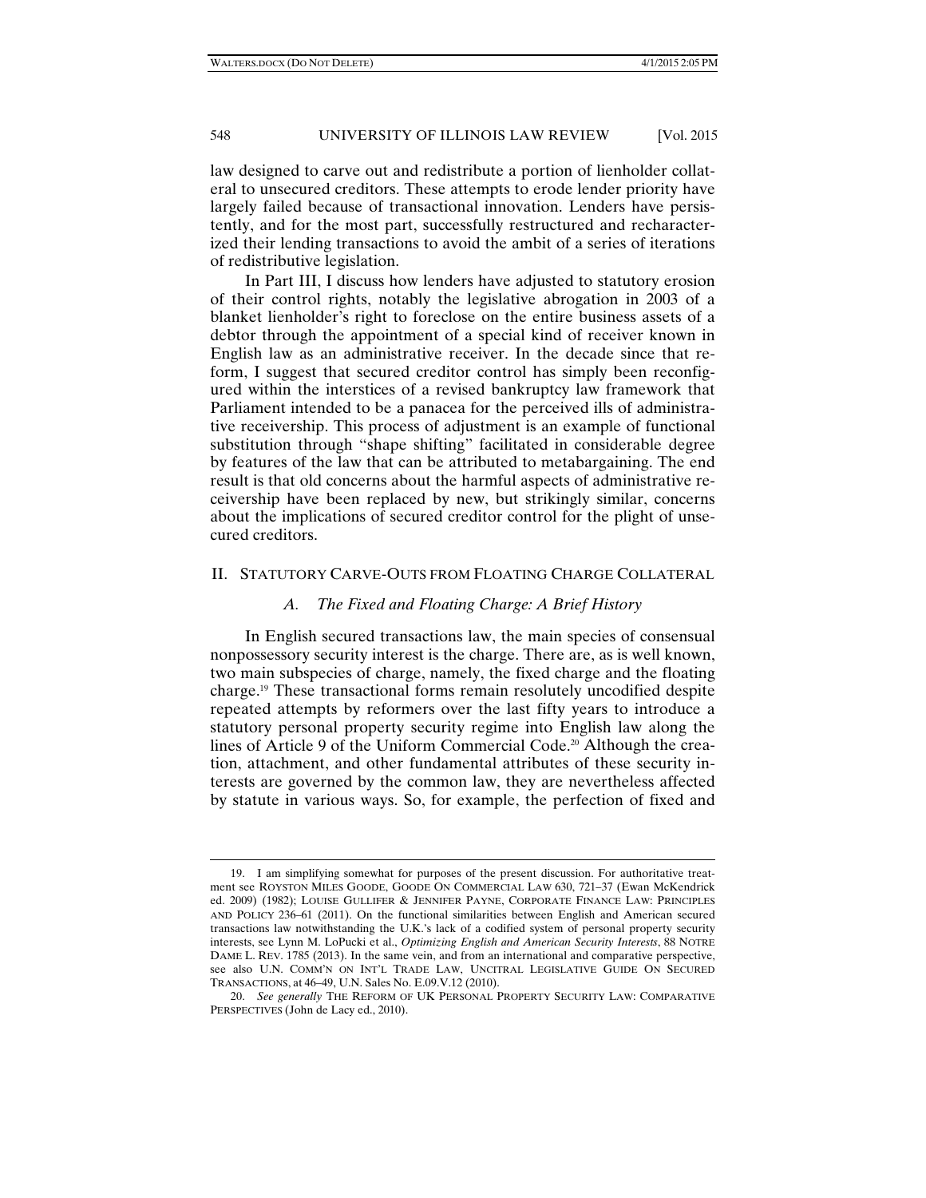law designed to carve out and redistribute a portion of lienholder collateral to unsecured creditors. These attempts to erode lender priority have largely failed because of transactional innovation. Lenders have persistently, and for the most part, successfully restructured and recharacterized their lending transactions to avoid the ambit of a series of iterations of redistributive legislation.

In Part III, I discuss how lenders have adjusted to statutory erosion of their control rights, notably the legislative abrogation in 2003 of a blanket lienholder's right to foreclose on the entire business assets of a debtor through the appointment of a special kind of receiver known in English law as an administrative receiver. In the decade since that reform, I suggest that secured creditor control has simply been reconfigured within the interstices of a revised bankruptcy law framework that Parliament intended to be a panacea for the perceived ills of administrative receivership. This process of adjustment is an example of functional substitution through "shape shifting" facilitated in considerable degree by features of the law that can be attributed to metabargaining. The end result is that old concerns about the harmful aspects of administrative receivership have been replaced by new, but strikingly similar, concerns about the implications of secured creditor control for the plight of unsecured creditors.

## II. STATUTORY CARVE-OUTS FROM FLOATING CHARGE COLLATERAL

### *A. The Fixed and Floating Charge: A Brief History*

In English secured transactions law, the main species of consensual nonpossessory security interest is the charge. There are, as is well known, two main subspecies of charge, namely, the fixed charge and the floating charge.[19] These transactional forms remain resolutely uncodified despite repeated attempts by reformers over the last fifty years to introduce a statutory personal property security regime into English law along the lines of Article 9 of the Uniform Commercial Code.[20] Although the creation, attachment, and other fundamental attributes of these security interests are governed by the common law, they are nevertheless affected by statute in various ways. So, for example, the perfection of fixed and

---

19. I am simplifying somewhat for purposes of the present discussion. For authoritative treatment see ROYSTON MILES GOODE, GOODE ON COMMERCIAL LAW 630, 721–37 (Ewan McKendrick ed. 2009) (1982); LOUISE GULLIFER & JENNIFER PAYNE, CORPORATE FINANCE LAW: PRINCIPLES AND POLICY 236–61 (2011). On the functional similarities between English and American secured transactions law notwithstanding the U.K.'s lack of a codified system of personal property security interests, see Lynn M. LoPucki et al., *Optimizing English and American Security Interests*, 88 NOTRE DAME L. REV. 1785 (2013). In the same vein, and from an international and comparative perspective, see also U.N. COMM'N ON INT'L TRADE LAW, UNCITRAL LEGISLATIVE GUIDE ON SECURED TRANSACTIONS, at 46–49, U.N. Sales No. E.09.V.12 (2010).

20. *See generally* THE REFORM OF UK PERSONAL PROPERTY SECURITY LAW: COMPARATIVE PERSPECTIVES (John de Lacy ed., 2010).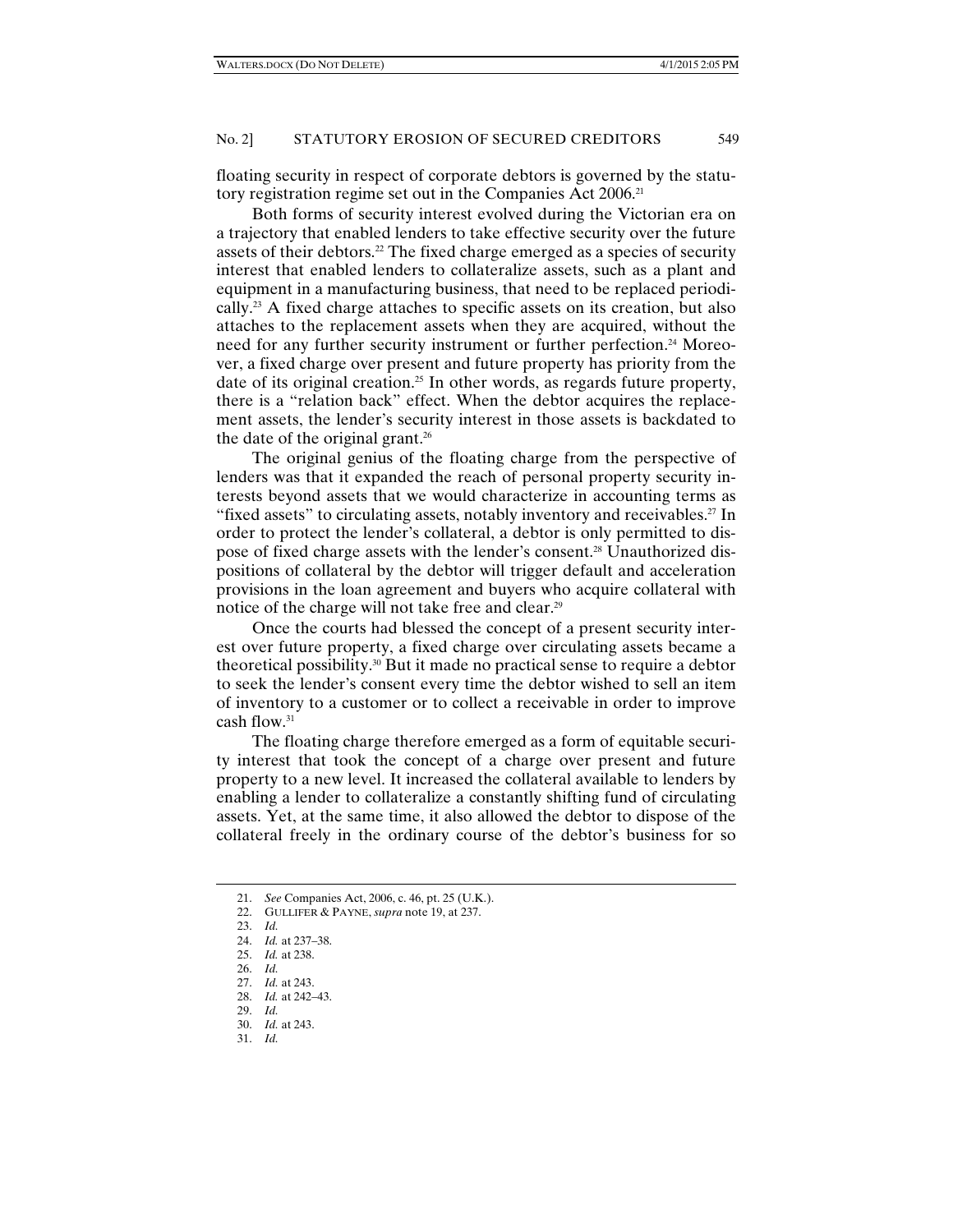floating security in respect of corporate debtors is governed by the statutory registration regime set out in the Companies Act 2006.[21]

Both forms of security interest evolved during the Victorian era on a trajectory that enabled lenders to take effective security over the future assets of their debtors.[22] The fixed charge emerged as a species of security interest that enabled lenders to collateralize assets, such as a plant and equipment in a manufacturing business, that need to be replaced periodically.[23] A fixed charge attaches to specific assets on its creation, but also attaches to the replacement assets when they are acquired, without the need for any further security instrument or further perfection.[24] Moreover, a fixed charge over present and future property has priority from the date of its original creation.[25] In other words, as regards future property, there is a "relation back" effect. When the debtor acquires the replacement assets, the lender's security interest in those assets is backdated to the date of the original grant.[26]

The original genius of the floating charge from the perspective of lenders was that it expanded the reach of personal property security interests beyond assets that we would characterize in accounting terms as "fixed assets" to circulating assets, notably inventory and receivables.[27] In order to protect the lender's collateral, a debtor is only permitted to dispose of fixed charge assets with the lender's consent.[28] Unauthorized dispositions of collateral by the debtor will trigger default and acceleration provisions in the loan agreement and buyers who acquire collateral with notice of the charge will not take free and clear.[29]

Once the courts had blessed the concept of a present security interest over future property, a fixed charge over circulating assets became a theoretical possibility.[30] But it made no practical sense to require a debtor to seek the lender's consent every time the debtor wished to sell an item of inventory to a customer or to collect a receivable in order to improve cash flow.[31]

The floating charge therefore emerged as a form of equitable security interest that took the concept of a charge over present and future property to a new level. It increased the collateral available to lenders by enabling a lender to collateralize a constantly shifting fund of circulating assets. Yet, at the same time, it also allowed the debtor to dispose of the collateral freely in the ordinary course of the debtor's business for so

---

21. *See* Companies Act, 2006, c. 46, pt. 25 (U.K.).
22. GULLIFER & PAYNE, *supra* note 19, at 237.
23. *Id.*
24. *Id.* at 237–38.
25. *Id.* at 238.
26. *Id.*
27. *Id.* at 243.
28. *Id.* at 242–43.
29. *Id.*
30. *Id.* at 243.
31. *Id.*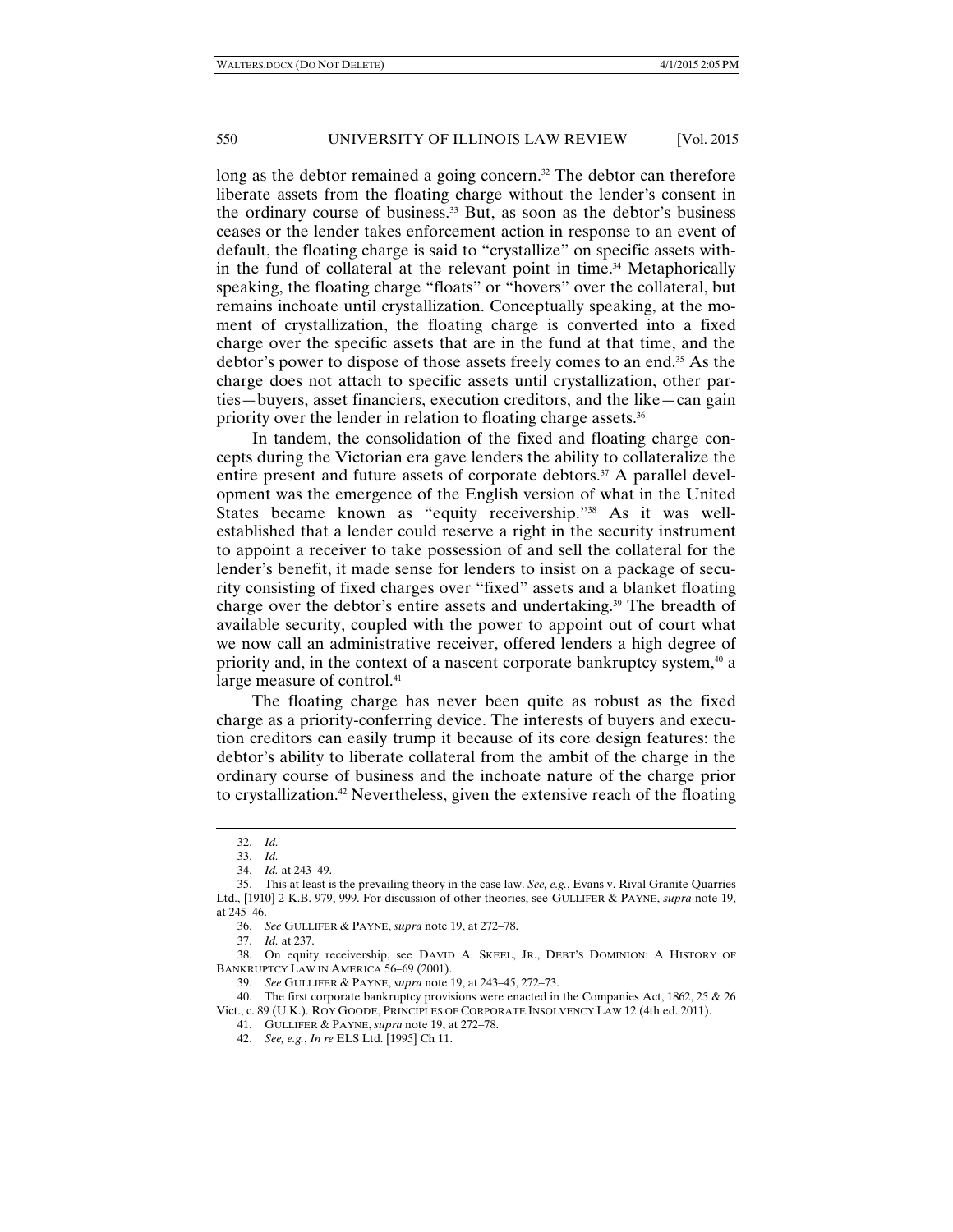long as the debtor remained a going concern.[32] The debtor can therefore liberate assets from the floating charge without the lender's consent in the ordinary course of business.[33] But, as soon as the debtor's business ceases or the lender takes enforcement action in response to an event of default, the floating charge is said to "crystallize" on specific assets within the fund of collateral at the relevant point in time.[34] Metaphorically speaking, the floating charge "floats" or "hovers" over the collateral, but remains inchoate until crystallization. Conceptually speaking, at the moment of crystallization, the floating charge is converted into a fixed charge over the specific assets that are in the fund at that time, and the debtor's power to dispose of those assets freely comes to an end.[35] As the charge does not attach to specific assets until crystallization, other parties—buyers, asset financiers, execution creditors, and the like—can gain priority over the lender in relation to floating charge assets.[36]

In tandem, the consolidation of the fixed and floating charge concepts during the Victorian era gave lenders the ability to collateralize the entire present and future assets of corporate debtors.[37] A parallel development was the emergence of the English version of what in the United States became known as "equity receivership."[38] As it was well-established that a lender could reserve a right in the security instrument to appoint a receiver to take possession of and sell the collateral for the lender's benefit, it made sense for lenders to insist on a package of security consisting of fixed charges over "fixed" assets and a blanket floating charge over the debtor's entire assets and undertaking.[39] The breadth of available security, coupled with the power to appoint out of court what we now call an administrative receiver, offered lenders a high degree of priority and, in the context of a nascent corporate bankruptcy system,[40] a large measure of control.[41]

The floating charge has never been quite as robust as the fixed charge as a priority-conferring device. The interests of buyers and execution creditors can easily trump it because of its core design features: the debtor's ability to liberate collateral from the ambit of the charge in the ordinary course of business and the inchoate nature of the charge prior to crystallization.[42] Nevertheless, given the extensive reach of the floating

---

32. *Id.*

33. *Id.*

34. *Id.* at 243–49.

35. This at least is the prevailing theory in the case law. *See, e.g.*, Evans v. Rival Granite Quarries Ltd., [1910] 2 K.B. 979, 999. For discussion of other theories, see GULLIFER & PAYNE, *supra* note 19, at 245–46.

36. *See* GULLIFER & PAYNE, *supra* note 19, at 272–78.

37. *Id.* at 237.

38. On equity receivership, see DAVID A. SKEEL, JR., DEBT'S DOMINION: A HISTORY OF BANKRUPTCY LAW IN AMERICA 56–69 (2001).

39. *See* GULLIFER & PAYNE, *supra* note 19, at 243–45, 272–73.

40. The first corporate bankruptcy provisions were enacted in the Companies Act, 1862, 25 & 26 Vict., c. 89 (U.K.). ROY GOODE, PRINCIPLES OF CORPORATE INSOLVENCY LAW 12 (4th ed. 2011).

41. GULLIFER & PAYNE, *supra* note 19, at 272–78.

42. *See, e.g.*, *In re* ELS Ltd. [1995] Ch 11.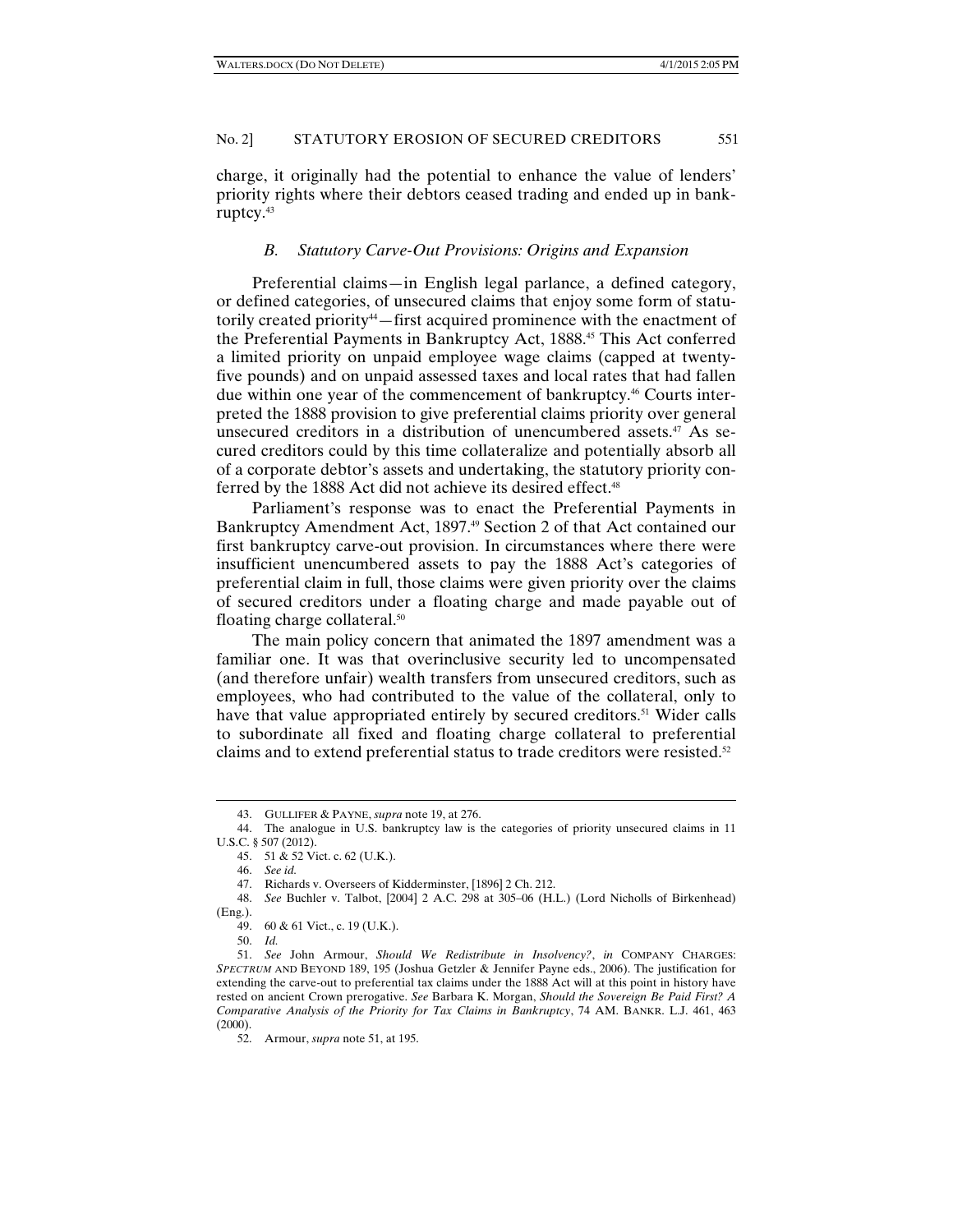charge, it originally had the potential to enhance the value of lenders' priority rights where their debtors ceased trading and ended up in bankruptcy.[43]

### *B. Statutory Carve-Out Provisions: Origins and Expansion*

Preferential claims—in English legal parlance, a defined category, or defined categories, of unsecured claims that enjoy some form of statutorily created priority[44]—first acquired prominence with the enactment of the Preferential Payments in Bankruptcy Act, 1888.[45] This Act conferred a limited priority on unpaid employee wage claims (capped at twenty-five pounds) and on unpaid assessed taxes and local rates that had fallen due within one year of the commencement of bankruptcy.[46] Courts interpreted the 1888 provision to give preferential claims priority over general unsecured creditors in a distribution of unencumbered assets.[47] As secured creditors could by this time collateralize and potentially absorb all of a corporate debtor's assets and undertaking, the statutory priority conferred by the 1888 Act did not achieve its desired effect.[48]

Parliament's response was to enact the Preferential Payments in Bankruptcy Amendment Act, 1897.[49] Section 2 of that Act contained our first bankruptcy carve-out provision. In circumstances where there were insufficient unencumbered assets to pay the 1888 Act's categories of preferential claim in full, those claims were given priority over the claims of secured creditors under a floating charge and made payable out of floating charge collateral.[50]

The main policy concern that animated the 1897 amendment was a familiar one. It was that overinclusive security led to uncompensated (and therefore unfair) wealth transfers from unsecured creditors, such as employees, who had contributed to the value of the collateral, only to have that value appropriated entirely by secured creditors.[51] Wider calls to subordinate all fixed and floating charge collateral to preferential claims and to extend preferential status to trade creditors were resisted.[52]

---

43. GULLIFER & PAYNE, *supra* note 19, at 276.

44. The analogue in U.S. bankruptcy law is the categories of priority unsecured claims in 11 U.S.C. § 507 (2012).

45. 51 & 52 Vict. c. 62 (U.K.).

46. *See id.*

47. Richards v. Overseers of Kidderminster, [1896] 2 Ch. 212.

48. *See* Buchler v. Talbot, [2004] 2 A.C. 298 at 305–06 (H.L.) (Lord Nicholls of Birkenhead) (Eng.).

49. 60 & 61 Vict., c. 19 (U.K.).

50. *Id.*

51. *See* John Armour, *Should We Redistribute in Insolvency?*, *in* COMPANY CHARGES: *SPECTRUM* AND BEYOND 189, 195 (Joshua Getzler & Jennifer Payne eds., 2006). The justification for extending the carve-out to preferential tax claims under the 1888 Act will at this point in history have rested on ancient Crown prerogative. *See* Barbara K. Morgan, *Should the Sovereign Be Paid First? A Comparative Analysis of the Priority for Tax Claims in Bankruptcy*, 74 AM. BANKR. L.J. 461, 463 (2000).

52. Armour, *supra* note 51, at 195.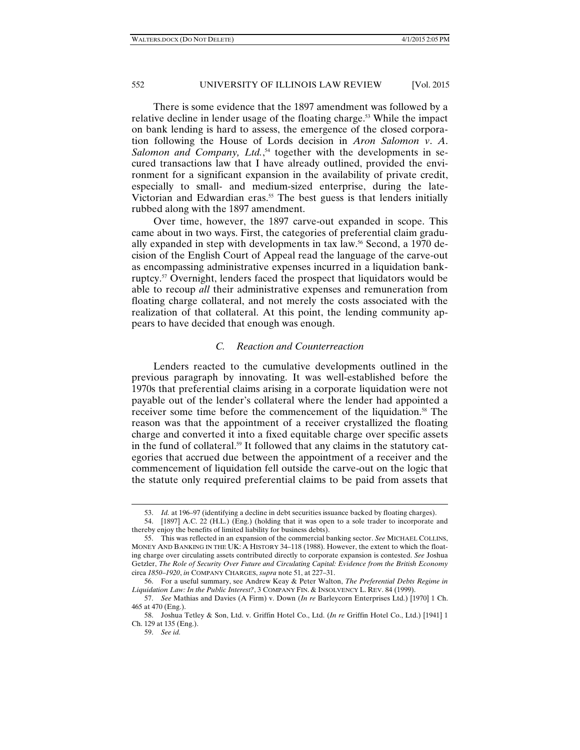There is some evidence that the 1897 amendment was followed by a relative decline in lender usage of the floating charge.[53] While the impact on bank lending is hard to assess, the emergence of the closed corporation following the House of Lords decision in *Aron Salomon v. A. Salomon and Company, Ltd.*,[54] together with the developments in secured transactions law that I have already outlined, provided the environment for a significant expansion in the availability of private credit, especially to small- and medium-sized enterprise, during the late-Victorian and Edwardian eras.[55] The best guess is that lenders initially rubbed along with the 1897 amendment.

Over time, however, the 1897 carve-out expanded in scope. This came about in two ways. First, the categories of preferential claim gradually expanded in step with developments in tax law.[56] Second, a 1970 decision of the English Court of Appeal read the language of the carve-out as encompassing administrative expenses incurred in a liquidation bankruptcy.[57] Overnight, lenders faced the prospect that liquidators would be able to recoup *all* their administrative expenses and remuneration from floating charge collateral, and not merely the costs associated with the realization of that collateral. At this point, the lending community appears to have decided that enough was enough.

### *C. Reaction and Counterreaction*

Lenders reacted to the cumulative developments outlined in the previous paragraph by innovating. It was well-established before the 1970s that preferential claims arising in a corporate liquidation were not payable out of the lender's collateral where the lender had appointed a receiver some time before the commencement of the liquidation.[58] The reason was that the appointment of a receiver crystallized the floating charge and converted it into a fixed equitable charge over specific assets in the fund of collateral.[59] It followed that any claims in the statutory categories that accrued due between the appointment of a receiver and the commencement of liquidation fell outside the carve-out on the logic that the statute only required preferential claims to be paid from assets that

---

53. *Id.* at 196–97 (identifying a decline in debt securities issuance backed by floating charges).

54. [1897] A.C. 22 (H.L.) (Eng.) (holding that it was open to a sole trader to incorporate and thereby enjoy the benefits of limited liability for business debts).

55. This was reflected in an expansion of the commercial banking sector. *See* MICHAEL COLLINS, MONEY AND BANKING IN THE UK: A HISTORY 34–118 (1988). However, the extent to which the floating charge over circulating assets contributed directly to corporate expansion is contested. *See* Joshua Getzler, *The Role of Security Over Future and Circulating Capital: Evidence from the British Economy* circa *1850–1920*, *in* COMPANY CHARGES, *supra* note 51, at 227–31.

56. For a useful summary, see Andrew Keay & Peter Walton, *The Preferential Debts Regime in Liquidation Law: In the Public Interest?*, 3 COMPANY FIN. & INSOLVENCY L. REV. 84 (1999).

57. *See* Mathias and Davies (A Firm) v. Down (*In re* Barleycorn Enterprises Ltd.) [1970] 1 Ch. 465 at 470 (Eng.).

58. Joshua Tetley & Son, Ltd. v. Griffin Hotel Co., Ltd. (*In re* Griffin Hotel Co., Ltd.) [1941] 1 Ch. 129 at 135 (Eng.).

59. *See id.*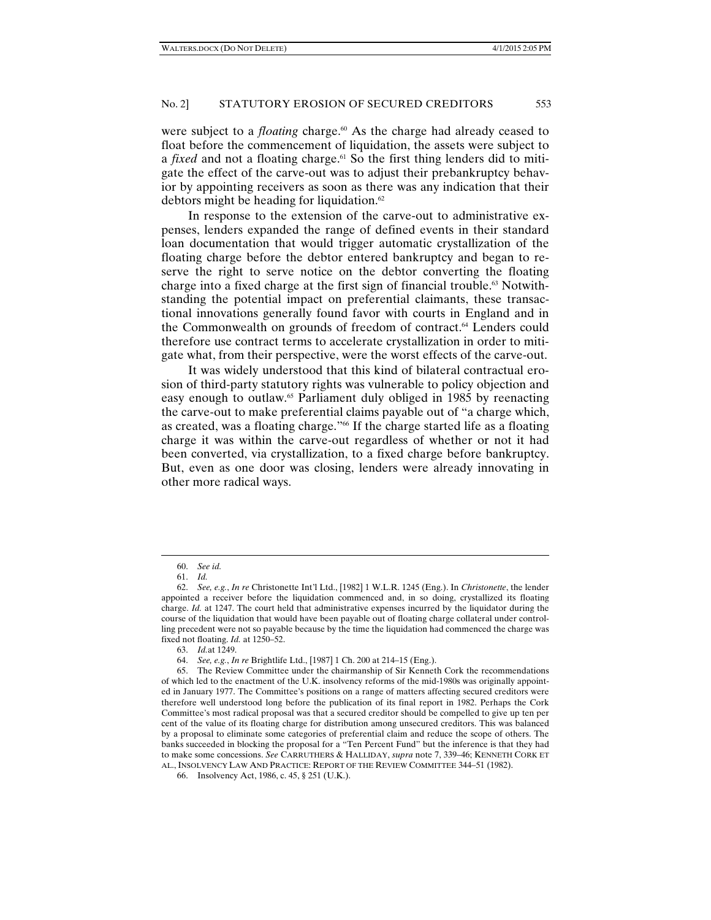were subject to a *floating* charge.[60] As the charge had already ceased to float before the commencement of liquidation, the assets were subject to a *fixed* and not a floating charge.[61] So the first thing lenders did to mitigate the effect of the carve-out was to adjust their prebankruptcy behavior by appointing receivers as soon as there was any indication that their debtors might be heading for liquidation.[62]

In response to the extension of the carve-out to administrative expenses, lenders expanded the range of defined events in their standard loan documentation that would trigger automatic crystallization of the floating charge before the debtor entered bankruptcy and began to reserve the right to serve notice on the debtor converting the floating charge into a fixed charge at the first sign of financial trouble.[63] Notwithstanding the potential impact on preferential claimants, these transactional innovations generally found favor with courts in England and in the Commonwealth on grounds of freedom of contract.[64] Lenders could therefore use contract terms to accelerate crystallization in order to mitigate what, from their perspective, were the worst effects of the carve-out.

It was widely understood that this kind of bilateral contractual erosion of third-party statutory rights was vulnerable to policy objection and easy enough to outlaw.[65] Parliament duly obliged in 1985 by reenacting the carve-out to make preferential claims payable out of "a charge which, as created, was a floating charge."[66] If the charge started life as a floating charge it was within the carve-out regardless of whether or not it had been converted, via crystallization, to a fixed charge before bankruptcy. But, even as one door was closing, lenders were already innovating in other more radical ways.

---

60. *See id.*

61. *Id.*

62. *See, e.g.*, *In re* Christonette Int'l Ltd., [1982] 1 W.L.R. 1245 (Eng.). In *Christonette*, the lender appointed a receiver before the liquidation commenced and, in so doing, crystallized its floating charge. *Id.* at 1247. The court held that administrative expenses incurred by the liquidator during the course of the liquidation that would have been payable out of floating charge collateral under controlling precedent were not so payable because by the time the liquidation had commenced the charge was fixed not floating. *Id.* at 1250–52.

63. *Id.* at 1249.

64. *See, e.g.*, *In re* Brightlife Ltd., [1987] 1 Ch. 200 at 214–15 (Eng.).

65. The Review Committee under the chairmanship of Sir Kenneth Cork the recommendations of which led to the enactment of the U.K. insolvency reforms of the mid-1980s was originally appointed in January 1977. The Committee's positions on a range of matters affecting secured creditors were therefore well understood long before the publication of its final report in 1982. Perhaps the Cork Committee's most radical proposal was that a secured creditor should be compelled to give up ten per cent of the value of its floating charge for distribution among unsecured creditors. This was balanced by a proposal to eliminate some categories of preferential claim and reduce the scope of others. The banks succeeded in blocking the proposal for a "Ten Percent Fund" but the inference is that they had to make some concessions. *See* CARRUTHERS & HALLIDAY, *supra* note 7, 339–46; KENNETH CORK ET AL., INSOLVENCY LAW AND PRACTICE: REPORT OF THE REVIEW COMMITTEE 344–51 (1982).

66. Insolvency Act, 1986, c. 45, § 251 (U.K.).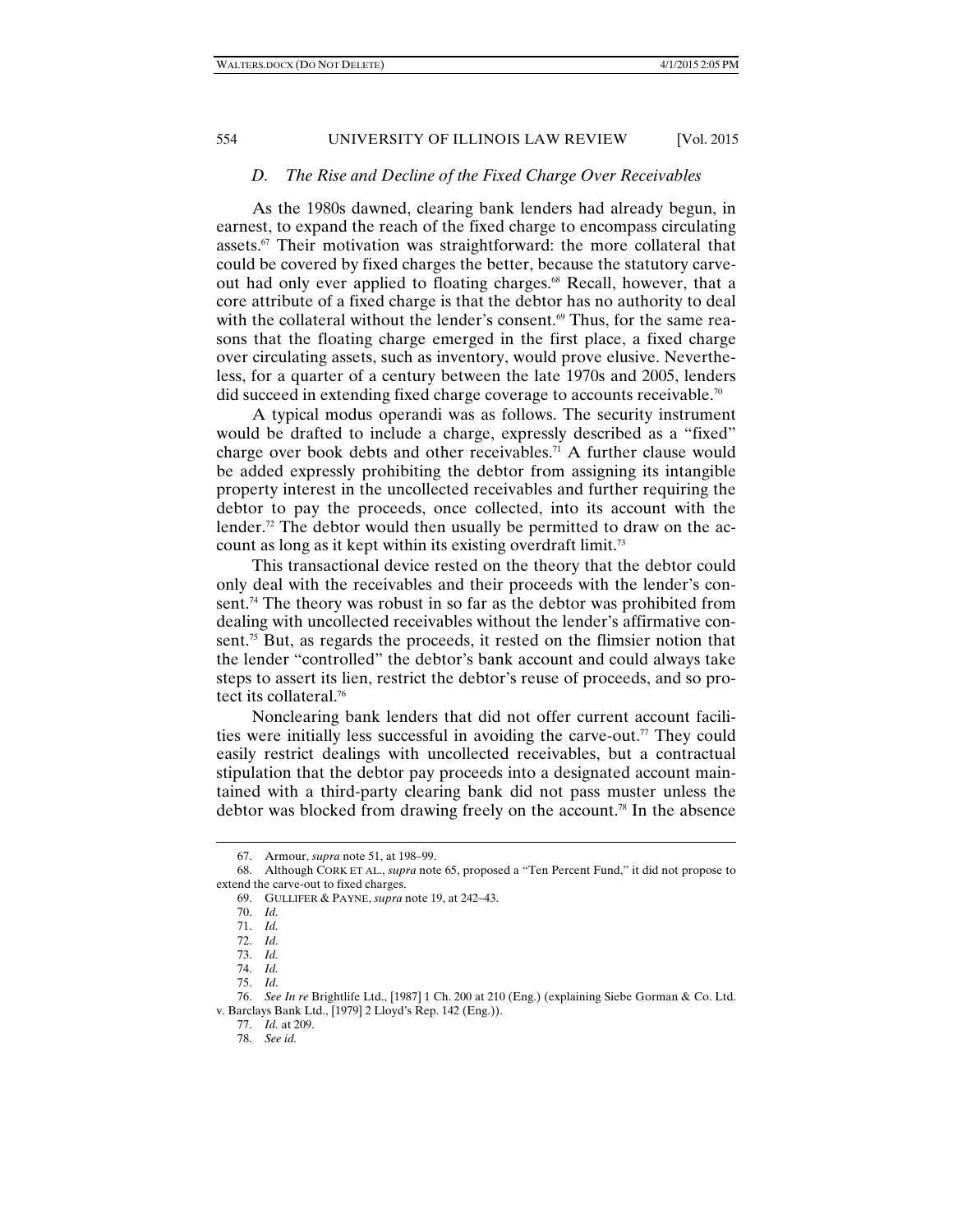### *D. The Rise and Decline of the Fixed Charge Over Receivables*

As the 1980s dawned, clearing bank lenders had already begun, in earnest, to expand the reach of the fixed charge to encompass circulating assets.[67] Their motivation was straightforward: the more collateral that could be covered by fixed charges the better, because the statutory carve-out had only ever applied to floating charges.[68] Recall, however, that a core attribute of a fixed charge is that the debtor has no authority to deal with the collateral without the lender's consent.[69] Thus, for the same reasons that the floating charge emerged in the first place, a fixed charge over circulating assets, such as inventory, would prove elusive. Nevertheless, for a quarter of a century between the late 1970s and 2005, lenders did succeed in extending fixed charge coverage to accounts receivable.[70]

A typical modus operandi was as follows. The security instrument would be drafted to include a charge, expressly described as a "fixed" charge over book debts and other receivables.[71] A further clause would be added expressly prohibiting the debtor from assigning its intangible property interest in the uncollected receivables and further requiring the debtor to pay the proceeds, once collected, into its account with the lender.[72] The debtor would then usually be permitted to draw on the account as long as it kept within its existing overdraft limit.[73]

This transactional device rested on the theory that the debtor could only deal with the receivables and their proceeds with the lender's consent.[74] The theory was robust in so far as the debtor was prohibited from dealing with uncollected receivables without the lender's affirmative consent.[75] But, as regards the proceeds, it rested on the flimsier notion that the lender "controlled" the debtor's bank account and could always take steps to assert its lien, restrict the debtor's reuse of proceeds, and so protect its collateral.[76]

Nonclearing bank lenders that did not offer current account facilities were initially less successful in avoiding the carve-out.[77] They could easily restrict dealings with uncollected receivables, but a contractual stipulation that the debtor pay proceeds into a designated account maintained with a third-party clearing bank did not pass muster unless the debtor was blocked from drawing freely on the account.[78] In the absence

---

67. Armour, *supra* note 51, at 198–99.

68. Although CORK ET AL., *supra* note 65, proposed a "Ten Percent Fund," it did not propose to extend the carve-out to fixed charges.

69. GULLIFER & PAYNE, *supra* note 19, at 242–43.

70. *Id.*

71. *Id.*

72. *Id.*

73. *Id.*

74. *Id.*

75. *Id.*

76. *See In re* Brightlife Ltd., [1987] 1 Ch. 200 at 210 (Eng.) (explaining Siebe Gorman & Co. Ltd. v. Barclays Bank Ltd., [1979] 2 Lloyd's Rep. 142 (Eng.)).

77. *Id.* at 209.

78. *See id.*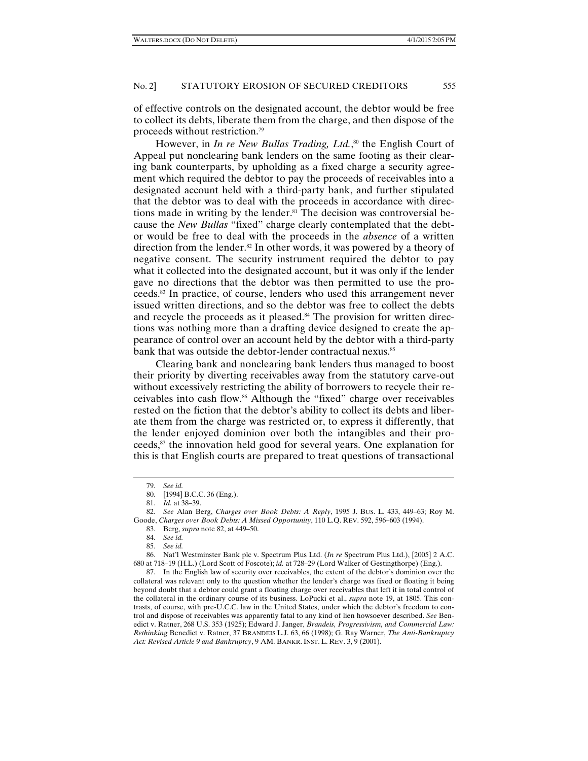of effective controls on the designated account, the debtor would be free to collect its debts, liberate them from the charge, and then dispose of the proceeds without restriction.[79]

However, in *In re New Bullas Trading, Ltd.*,[80] the English Court of Appeal put nonclearing bank lenders on the same footing as their clearing bank counterparts, by upholding as a fixed charge a security agreement which required the debtor to pay the proceeds of receivables into a designated account held with a third-party bank, and further stipulated that the debtor was to deal with the proceeds in accordance with directions made in writing by the lender.[81] The decision was controversial because the *New Bullas* "fixed" charge clearly contemplated that the debtor would be free to deal with the proceeds in the *absence* of a written direction from the lender.[82] In other words, it was powered by a theory of negative consent. The security instrument required the debtor to pay what it collected into the designated account, but it was only if the lender gave no directions that the debtor was then permitted to use the proceeds.[83] In practice, of course, lenders who used this arrangement never issued written directions, and so the debtor was free to collect the debts and recycle the proceeds as it pleased.[84] The provision for written directions was nothing more than a drafting device designed to create the appearance of control over an account held by the debtor with a third-party bank that was outside the debtor-lender contractual nexus.[85]

Clearing bank and nonclearing bank lenders thus managed to boost their priority by diverting receivables away from the statutory carve-out without excessively restricting the ability of borrowers to recycle their receivables into cash flow.[86] Although the "fixed" charge over receivables rested on the fiction that the debtor's ability to collect its debts and liberate them from the charge was restricted or, to express it differently, that the lender enjoyed dominion over both the intangibles and their proceeds,[87] the innovation held good for several years. One explanation for this is that English courts are prepared to treat questions of transactional

---

79. *See id.*

80. [1994] B.C.C. 36 (Eng.).

81. *Id.* at 38–39.

82. *See* Alan Berg, *Charges over Book Debts: A Reply*, 1995 J. BUS. L. 433, 449–63; Roy M. Goode, *Charges over Book Debts: A Missed Opportunity*, 110 L.Q. REV. 592, 596–603 (1994).

83. Berg, *supra* note 82, at 449–50.

84. *See id.*

85. *See id.*

86. Nat'l Westminster Bank plc v. Spectrum Plus Ltd. (*In re* Spectrum Plus Ltd.), [2005] 2 A.C. 680 at 718–19 (H.L.) (Lord Scott of Foscote); *id.* at 728–29 (Lord Walker of Gestingthorpe) (Eng.).

87. In the English law of security over receivables, the extent of the debtor's dominion over the collateral was relevant only to the question whether the lender's charge was fixed or floating it being beyond doubt that a debtor could grant a floating charge over receivables that left it in total control of the collateral in the ordinary course of its business. LoPucki et al., *supra* note 19, at 1805. This contrasts, of course, with pre-U.C.C. law in the United States, under which the debtor's freedom to control and dispose of receivables was apparently fatal to any kind of lien howsoever described. *See* Benedict v. Ratner, 268 U.S. 353 (1925); Edward J. Janger, *Brandeis, Progressivism, and Commercial Law: Rethinking* Benedict v. Ratner, 37 BRANDEIS L.J. 63, 66 (1998); G. Ray Warner, *The Anti-Bankruptcy Act: Revised Article 9 and Bankruptcy*, 9 AM. BANKR. INST. L. REV. 3, 9 (2001).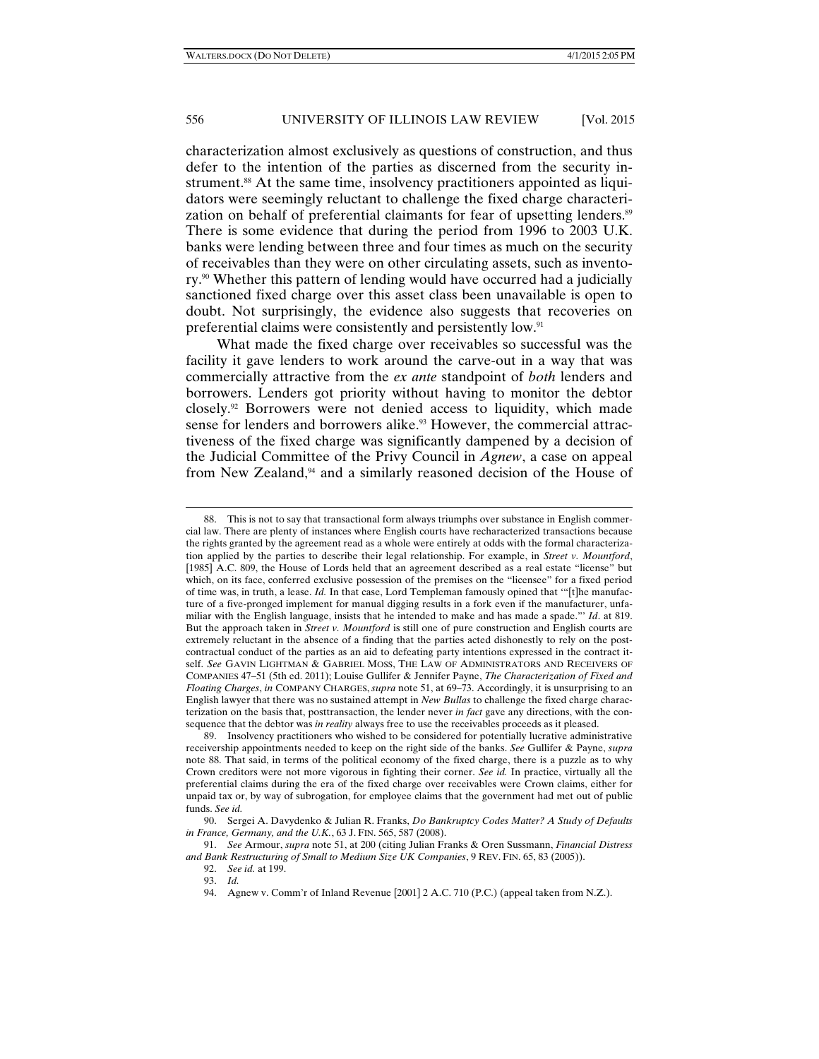characterization almost exclusively as questions of construction, and thus defer to the intention of the parties as discerned from the security instrument.[88] At the same time, insolvency practitioners appointed as liquidators were seemingly reluctant to challenge the fixed charge characterization on behalf of preferential claimants for fear of upsetting lenders.[89] There is some evidence that during the period from 1996 to 2003 U.K. banks were lending between three and four times as much on the security of receivables than they were on other circulating assets, such as inventory.[90] Whether this pattern of lending would have occurred had a judicially sanctioned fixed charge over this asset class been unavailable is open to doubt. Not surprisingly, the evidence also suggests that recoveries on preferential claims were consistently and persistently low.[91]

What made the fixed charge over receivables so successful was the facility it gave lenders to work around the carve-out in a way that was commercially attractive from the *ex ante* standpoint of *both* lenders and borrowers. Lenders got priority without having to monitor the debtor closely.[92] Borrowers were not denied access to liquidity, which made sense for lenders and borrowers alike.[93] However, the commercial attractiveness of the fixed charge was significantly dampened by a decision of the Judicial Committee of the Privy Council in *Agnew*, a case on appeal from New Zealand,[94] and a similarly reasoned decision of the House of

---

88. This is not to say that transactional form always triumphs over substance in English commercial law. There are plenty of instances where English courts have recharacterized transactions because the rights granted by the agreement read as a whole were entirely at odds with the formal characterization applied by the parties to describe their legal relationship. For example, in *Street v. Mountford*, [1985] A.C. 809, the House of Lords held that an agreement described as a real estate "license" but which, on its face, conferred exclusive possession of the premises on the "licensee" for a fixed period of time was, in truth, a lease. *Id.* In that case, Lord Templeman famously opined that '"[t]he manufacture of a five-pronged implement for manual digging results in a fork even if the manufacturer, unfamiliar with the English language, insists that he intended to make and has made a spade."' *Id*. at 819. But the approach taken in *Street v. Mountford* is still one of pure construction and English courts are extremely reluctant in the absence of a finding that the parties acted dishonestly to rely on the post-contractual conduct of the parties as an aid to defeating party intentions expressed in the contract itself. *See* GAVIN LIGHTMAN & GABRIEL MOSS, THE LAW OF ADMINISTRATORS AND RECEIVERS OF COMPANIES 47–51 (5th ed. 2011); Louise Gullifer & Jennifer Payne, *The Characterization of Fixed and Floating Charges*, *in* COMPANY CHARGES, *supra* note 51, at 69–73. Accordingly, it is unsurprising to an English lawyer that there was no sustained attempt in *New Bullas* to challenge the fixed charge characterization on the basis that, posttransaction, the lender never *in fact* gave any directions, with the consequence that the debtor was *in reality* always free to use the receivables proceeds as it pleased.

89. Insolvency practitioners who wished to be considered for potentially lucrative administrative receivership appointments needed to keep on the right side of the banks. *See* Gullifer & Payne, *supra* note 88. That said, in terms of the political economy of the fixed charge, there is a puzzle as to why Crown creditors were not more vigorous in fighting their corner. *See id.* In practice, virtually all the preferential claims during the era of the fixed charge over receivables were Crown claims, either for unpaid tax or, by way of subrogation, for employee claims that the government had met out of public funds. *See id.*

90. Sergei A. Davydenko & Julian R. Franks, *Do Bankruptcy Codes Matter? A Study of Defaults in France, Germany, and the U.K.*, 63 J. FIN. 565, 587 (2008).

91. *See* Armour, *supra* note 51, at 200 (citing Julian Franks & Oren Sussmann, *Financial Distress and Bank Restructuring of Small to Medium Size UK Companies*, 9 REV. FIN. 65, 83 (2005)).

92. *See id.* at 199.

93. *Id.*

94. Agnew v. Comm'r of Inland Revenue [2001] 2 A.C. 710 (P.C.) (appeal taken from N.Z.).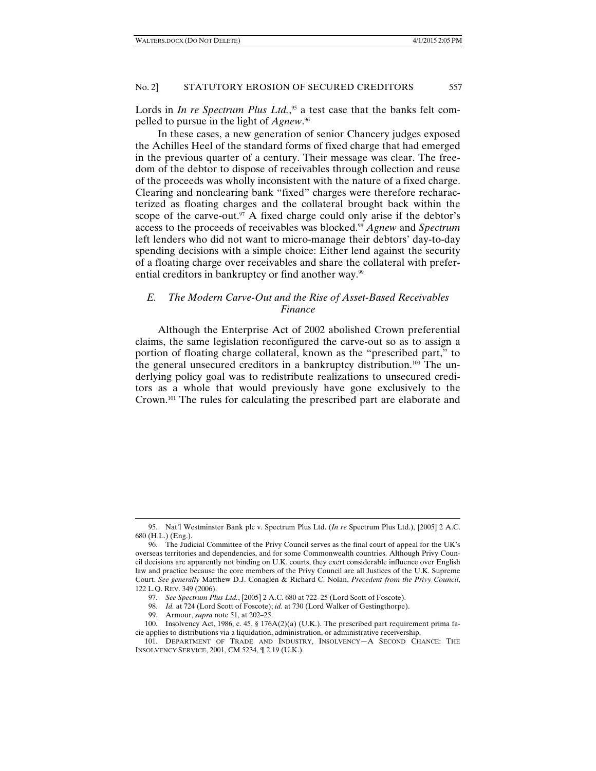Lords in *In re Spectrum Plus Ltd.*,[95] a test case that the banks felt compelled to pursue in the light of *Agnew*.[96]

In these cases, a new generation of senior Chancery judges exposed the Achilles Heel of the standard forms of fixed charge that had emerged in the previous quarter of a century. Their message was clear. The freedom of the debtor to dispose of receivables through collection and reuse of the proceeds was wholly inconsistent with the nature of a fixed charge. Clearing and nonclearing bank "fixed" charges were therefore recharacterized as floating charges and the collateral brought back within the scope of the carve-out.[97] A fixed charge could only arise if the debtor's access to the proceeds of receivables was blocked.[98] *Agnew* and *Spectrum* left lenders who did not want to micro-manage their debtors' day-to-day spending decisions with a simple choice: Either lend against the security of a floating charge over receivables and share the collateral with preferential creditors in bankruptcy or find another way.[99]

### *E. The Modern Carve-Out and the Rise of Asset-Based Receivables Finance*

Although the Enterprise Act of 2002 abolished Crown preferential claims, the same legislation reconfigured the carve-out so as to assign a portion of floating charge collateral, known as the "prescribed part," to the general unsecured creditors in a bankruptcy distribution.[100] The underlying policy goal was to redistribute realizations to unsecured creditors as a whole that would previously have gone exclusively to the Crown.[101] The rules for calculating the prescribed part are elaborate and

---

95. Nat'l Westminster Bank plc v. Spectrum Plus Ltd. (*In re* Spectrum Plus Ltd.), [2005] 2 A.C. 680 (H.L.) (Eng.).

96. The Judicial Committee of the Privy Council serves as the final court of appeal for the UK's overseas territories and dependencies, and for some Commonwealth countries. Although Privy Council decisions are apparently not binding on U.K. courts, they exert considerable influence over English law and practice because the core members of the Privy Council are all Justices of the U.K. Supreme Court. *See generally* Matthew D.J. Conaglen & Richard C. Nolan, *Precedent from the Privy Council*, 122 L.Q. REV. 349 (2006).

97. *See Spectrum Plus Ltd.*, [2005] 2 A.C. 680 at 722–25 (Lord Scott of Foscote).

98. *Id.* at 724 (Lord Scott of Foscote); *id.* at 730 (Lord Walker of Gestingthorpe).

99. Armour, *supra* note 51, at 202–25.

100. Insolvency Act, 1986, c. 45, § 176A(2)(a) (U.K.). The prescribed part requirement prima facie applies to distributions via a liquidation, administration, or administrative receivership.

101. DEPARTMENT OF TRADE AND INDUSTRY, INSOLVENCY—A SECOND CHANCE: THE INSOLVENCY SERVICE, 2001, CM 5234, ¶ 2.19 (U.K.).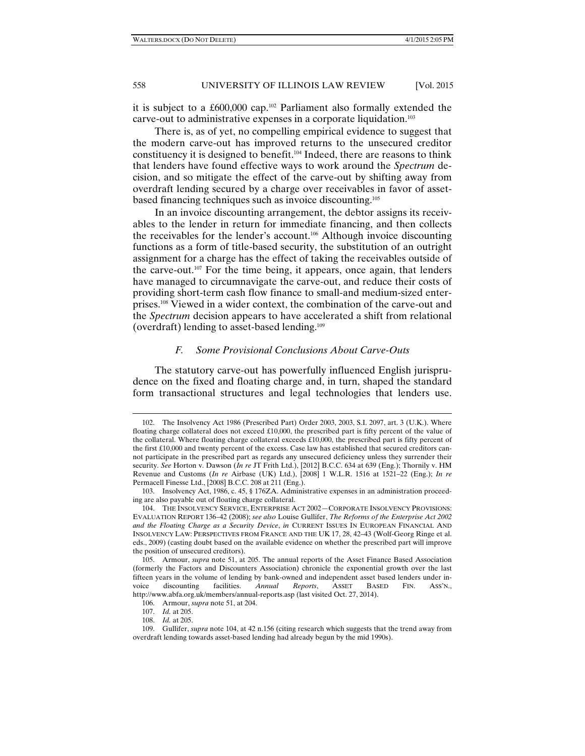it is subject to a £600,000 cap.[102] Parliament also formally extended the carve-out to administrative expenses in a corporate liquidation.[103]

There is, as of yet, no compelling empirical evidence to suggest that the modern carve-out has improved returns to the unsecured creditor constituency it is designed to benefit.[104] Indeed, there are reasons to think that lenders have found effective ways to work around the *Spectrum* decision, and so mitigate the effect of the carve-out by shifting away from overdraft lending secured by a charge over receivables in favor of asset-based financing techniques such as invoice discounting.[105]

In an invoice discounting arrangement, the debtor assigns its receivables to the lender in return for immediate financing, and then collects the receivables for the lender's account.[106] Although invoice discounting functions as a form of title-based security, the substitution of an outright assignment for a charge has the effect of taking the receivables outside of the carve-out.[107] For the time being, it appears, once again, that lenders have managed to circumnavigate the carve-out, and reduce their costs of providing short-term cash flow finance to small-and medium-sized enterprises.[108] Viewed in a wider context, the combination of the carve-out and the *Spectrum* decision appears to have accelerated a shift from relational (overdraft) lending to asset-based lending.[109]

### *F. Some Provisional Conclusions About Carve-Outs*

The statutory carve-out has powerfully influenced English jurisprudence on the fixed and floating charge and, in turn, shaped the standard form transactional structures and legal technologies that lenders use.

---

102. The Insolvency Act 1986 (Prescribed Part) Order 2003, 2003, S.I. 2097, art. 3 (U.K.). Where floating charge collateral does not exceed £10,000, the prescribed part is fifty percent of the value of the collateral. Where floating charge collateral exceeds £10,000, the prescribed part is fifty percent of the first £10,000 and twenty percent of the excess. Case law has established that secured creditors cannot participate in the prescribed part as regards any unsecured deficiency unless they surrender their security. *See* Horton v. Dawson (*In re* JT Frith Ltd.), [2012] B.C.C. 634 at 639 (Eng.); Thornily v. HM Revenue and Customs (*In re* Airbase (UK) Ltd.), [2008] 1 W.L.R. 1516 at 1521–22 (Eng.); *In re* Permacell Finesse Ltd., [2008] B.C.C. 208 at 211 (Eng.).

103. Insolvency Act, 1986, c. 45, § 176ZA. Administrative expenses in an administration proceeding are also payable out of floating charge collateral.

104. THE INSOLVENCY SERVICE, ENTERPRISE ACT 2002—CORPORATE INSOLVENCY PROVISIONS: EVALUATION REPORT 136–42 (2008); *see also* Louise Gullifer, *The Reforms of the Enterprise Act 2002 and the Floating Charge as a Security Device*, *in* CURRENT ISSUES IN EUROPEAN FINANCIAL AND INSOLVENCY LAW: PERSPECTIVES FROM FRANCE AND THE UK 17, 28, 42–43 (Wolf-Georg Ringe et al. eds., 2009) (casting doubt based on the available evidence on whether the prescribed part will improve the position of unsecured creditors).

105. Armour, *supra* note 51, at 205. The annual reports of the Asset Finance Based Association (formerly the Factors and Discounters Association) chronicle the exponential growth over the last fifteen years in the volume of lending by bank-owned and independent asset based lenders under invoice discounting facilities. *Annual Reports*, ASSET BASED FIN. ASS'N., http://www.abfa.org.uk/members/annual-reports.asp (last visited Oct. 27, 2014).

106. Armour, *supra* note 51, at 204.

107. *Id.* at 205.

108. *Id.* at 205.

109. Gullifer, *supra* note 104, at 42 n.156 (citing research which suggests that the trend away from overdraft lending towards asset-based lending had already begun by the mid 1990s).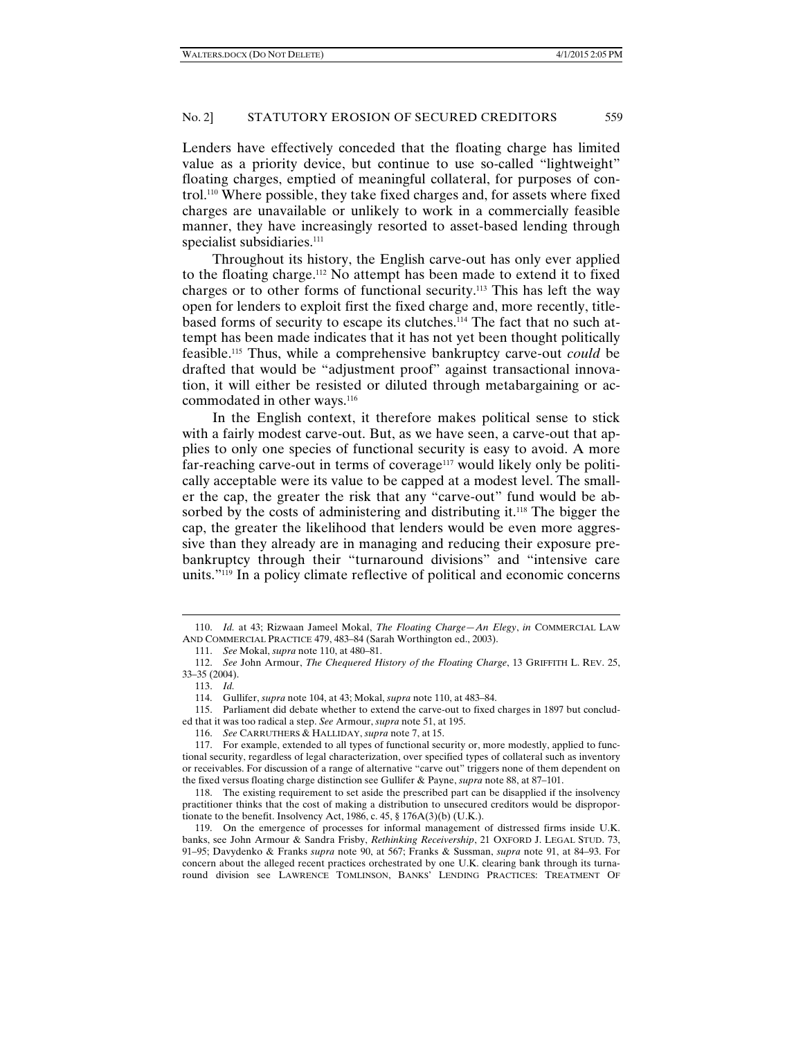Lenders have effectively conceded that the floating charge has limited value as a priority device, but continue to use so-called "lightweight" floating charges, emptied of meaningful collateral, for purposes of control.[110] Where possible, they take fixed charges and, for assets where fixed charges are unavailable or unlikely to work in a commercially feasible manner, they have increasingly resorted to asset-based lending through specialist subsidiaries.[111]

Throughout its history, the English carve-out has only ever applied to the floating charge.[112] No attempt has been made to extend it to fixed charges or to other forms of functional security.[113] This has left the way open for lenders to exploit first the fixed charge and, more recently, title-based forms of security to escape its clutches.[114] The fact that no such attempt has been made indicates that it has not yet been thought politically feasible.[115] Thus, while a comprehensive bankruptcy carve-out *could* be drafted that would be "adjustment proof" against transactional innovation, it will either be resisted or diluted through metabargaining or accommodated in other ways.[116]

In the English context, it therefore makes political sense to stick with a fairly modest carve-out. But, as we have seen, a carve-out that applies to only one species of functional security is easy to avoid. A more far-reaching carve-out in terms of coverage[117] would likely only be politically acceptable were its value to be capped at a modest level. The smaller the cap, the greater the risk that any "carve-out" fund would be absorbed by the costs of administering and distributing it.[118] The bigger the cap, the greater the likelihood that lenders would be even more aggressive than they already are in managing and reducing their exposure pre-bankruptcy through their "turnaround divisions" and "intensive care units."[119] In a policy climate reflective of political and economic concerns

---

110. *Id.* at 43; Rizwaan Jameel Mokal, *The Floating Charge—An Elegy*, *in* COMMERCIAL LAW AND COMMERCIAL PRACTICE 479, 483–84 (Sarah Worthington ed., 2003).

111. *See* Mokal, *supra* note 110, at 480–81.

112. *See* John Armour, *The Chequered History of the Floating Charge*, 13 GRIFFITH L. REV. 25, 33–35 (2004).

113. *Id.*

114. Gullifer, *supra* note 104, at 43; Mokal, *supra* note 110, at 483–84.

115. Parliament did debate whether to extend the carve-out to fixed charges in 1897 but concluded that it was too radical a step. *See* Armour, *supra* note 51, at 195.

116. *See* CARRUTHERS & HALLIDAY, *supra* note 7, at 15.

117. For example, extended to all types of functional security or, more modestly, applied to functional security, regardless of legal characterization, over specified types of collateral such as inventory or receivables. For discussion of a range of alternative "carve out" triggers none of them dependent on the fixed versus floating charge distinction see Gullifer & Payne, *supra* note 88, at 87–101.

118. The existing requirement to set aside the prescribed part can be disapplied if the insolvency practitioner thinks that the cost of making a distribution to unsecured creditors would be disproportionate to the benefit. Insolvency Act, 1986, c. 45, § 176A(3)(b) (U.K.).

119. On the emergence of processes for informal management of distressed firms inside U.K. banks, see John Armour & Sandra Frisby, *Rethinking Receivership*, 21 OXFORD J. LEGAL STUD. 73, 91–95; Davydenko & Franks *supra* note 90, at 567; Franks & Sussman, *supra* note 91, at 84–93. For concern about the alleged recent practices orchestrated by one U.K. clearing bank through its turnaround division see LAWRENCE TOMLINSON, BANKS' LENDING PRACTICES: TREATMENT OF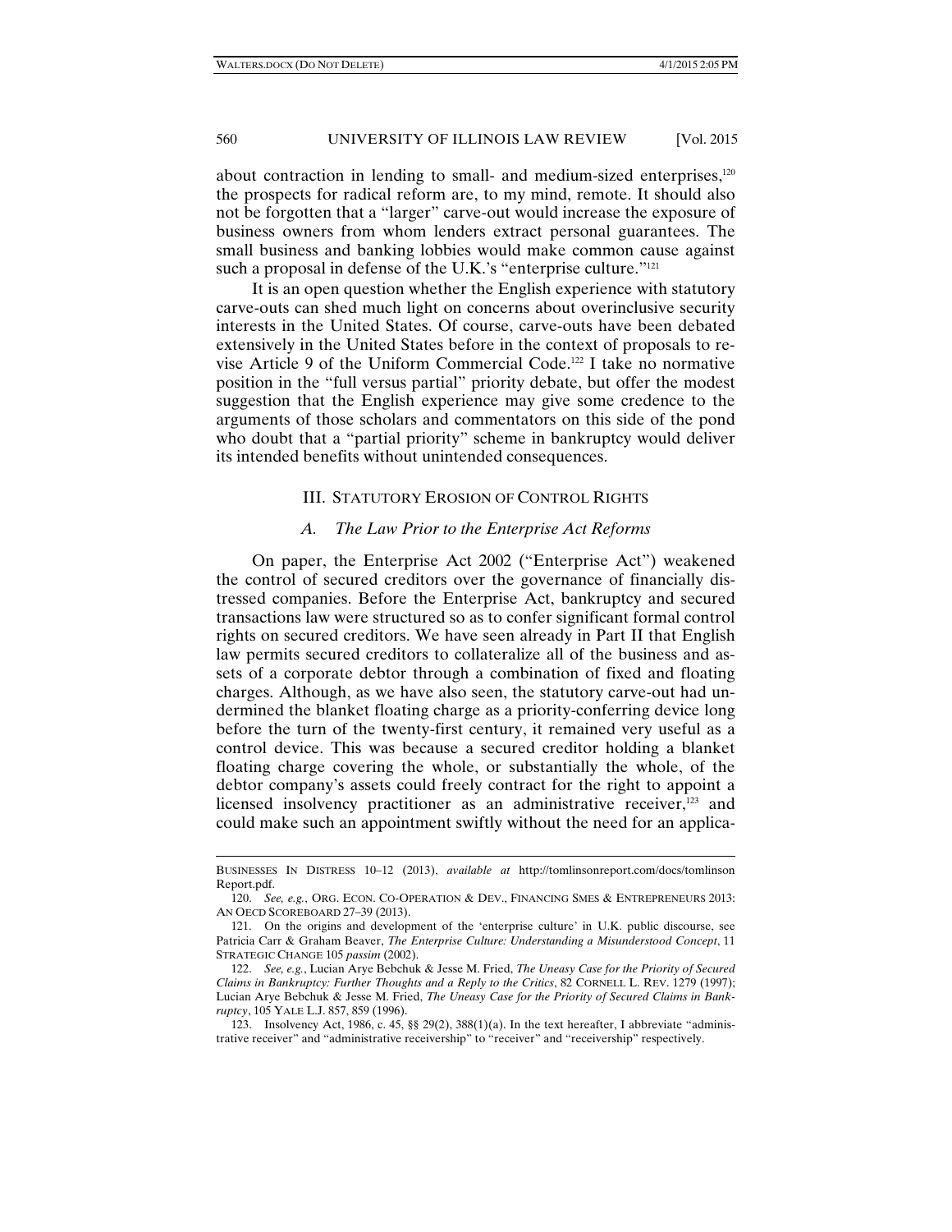about contraction in lending to small- and medium-sized enterprises,[120] the prospects for radical reform are, to my mind, remote. It should also not be forgotten that a "larger" carve-out would increase the exposure of business owners from whom lenders extract personal guarantees. The small business and banking lobbies would make common cause against such a proposal in defense of the U.K.'s "enterprise culture."[121]

It is an open question whether the English experience with statutory carve-outs can shed much light on concerns about overinclusive security interests in the United States. Of course, carve-outs have been debated extensively in the United States before in the context of proposals to revise Article 9 of the Uniform Commercial Code.[122] I take no normative position in the "full versus partial" priority debate, but offer the modest suggestion that the English experience may give some credence to the arguments of those scholars and commentators on this side of the pond who doubt that a "partial priority" scheme in bankruptcy would deliver its intended benefits without unintended consequences.

## III. STATUTORY EROSION OF CONTROL RIGHTS

### *A. The Law Prior to the Enterprise Act Reforms*

On paper, the Enterprise Act 2002 ("Enterprise Act") weakened the control of secured creditors over the governance of financially distressed companies. Before the Enterprise Act, bankruptcy and secured transactions law were structured so as to confer significant formal control rights on secured creditors. We have seen already in Part II that English law permits secured creditors to collateralize all of the business and assets of a corporate debtor through a combination of fixed and floating charges. Although, as we have also seen, the statutory carve-out had undermined the blanket floating charge as a priority-conferring device long before the turn of the twenty-first century, it remained very useful as a control device. This was because a secured creditor holding a blanket floating charge covering the whole, or substantially the whole, of the debtor company's assets could freely contract for the right to appoint a licensed insolvency practitioner as an administrative receiver,[123] and could make such an appointment swiftly without the need for an applica-

---

BUSINESSES IN DISTRESS 10–12 (2013), *available at* http://tomlinsonreport.com/docs/tomlinson Report.pdf.

120. *See, e.g.*, ORG. ECON. CO-OPERATION & DEV., FINANCING SMES & ENTREPRENEURS 2013: AN OECD SCOREBOARD 27–39 (2013).

121. On the origins and development of the 'enterprise culture' in U.K. public discourse, see Patricia Carr & Graham Beaver, *The Enterprise Culture: Understanding a Misunderstood Concept*, 11 STRATEGIC CHANGE 105 *passim* (2002).

122. *See, e.g.*, Lucian Arye Bebchuk & Jesse M. Fried, *The Uneasy Case for the Priority of Secured Claims in Bankruptcy: Further Thoughts and a Reply to the Critics*, 82 CORNELL L. REV. 1279 (1997); Lucian Arye Bebchuk & Jesse M. Fried, *The Uneasy Case for the Priority of Secured Claims in Bankruptcy*, 105 YALE L.J. 857, 859 (1996).

123. Insolvency Act, 1986, c. 45, §§ 29(2), 388(1)(a). In the text hereafter, I abbreviate "administrative receiver" and "administrative receivership" to "receiver" and "receivership" respectively.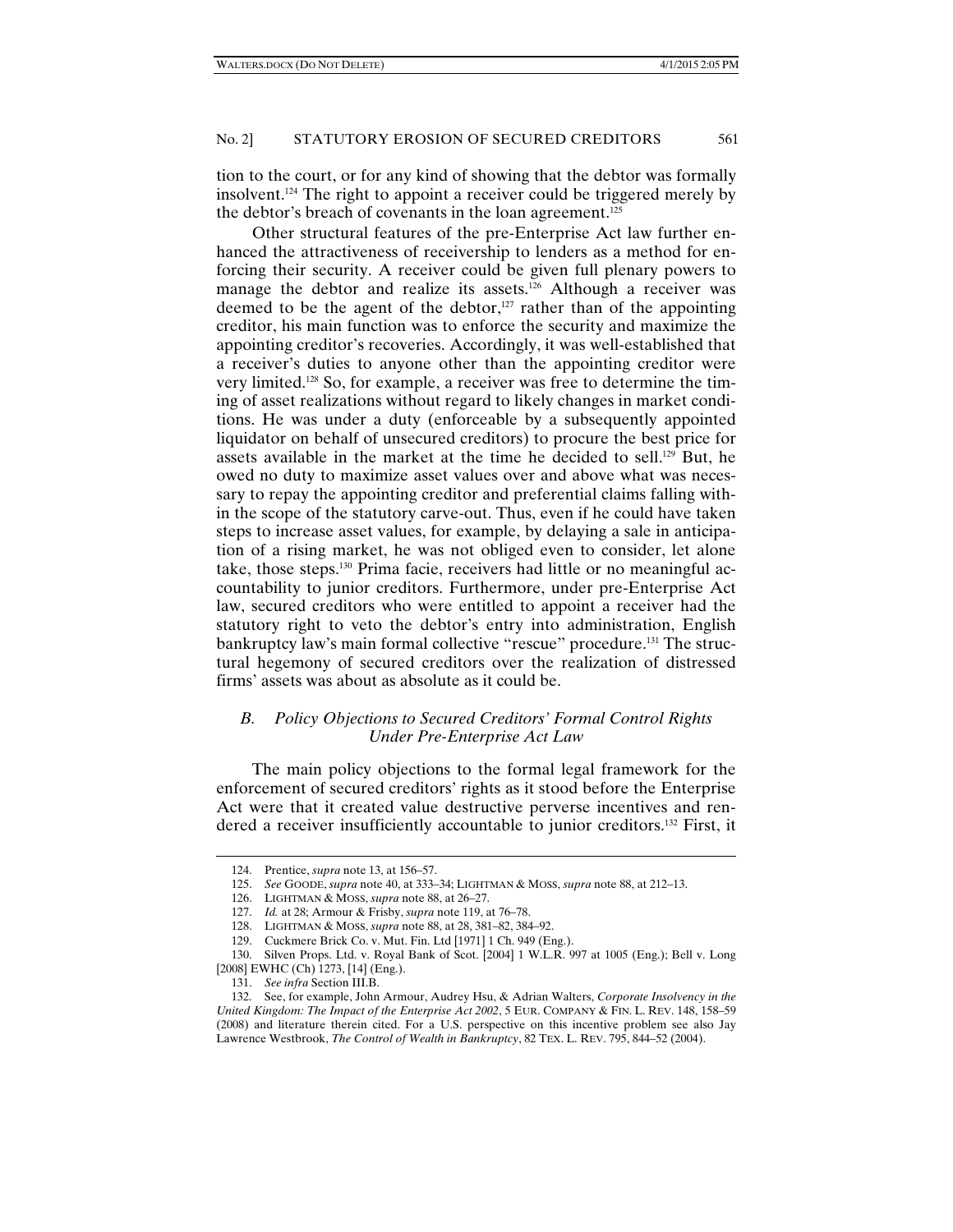tion to the court, or for any kind of showing that the debtor was formally insolvent.[124] The right to appoint a receiver could be triggered merely by the debtor's breach of covenants in the loan agreement.[125]

Other structural features of the pre-Enterprise Act law further enhanced the attractiveness of receivership to lenders as a method for enforcing their security. A receiver could be given full plenary powers to manage the debtor and realize its assets.[126] Although a receiver was deemed to be the agent of the debtor,[127] rather than of the appointing creditor, his main function was to enforce the security and maximize the appointing creditor's recoveries. Accordingly, it was well-established that a receiver's duties to anyone other than the appointing creditor were very limited.[128] So, for example, a receiver was free to determine the timing of asset realizations without regard to likely changes in market conditions. He was under a duty (enforceable by a subsequently appointed liquidator on behalf of unsecured creditors) to procure the best price for assets available in the market at the time he decided to sell.[129] But, he owed no duty to maximize asset values over and above what was necessary to repay the appointing creditor and preferential claims falling within the scope of the statutory carve-out. Thus, even if he could have taken steps to increase asset values, for example, by delaying a sale in anticipation of a rising market, he was not obliged even to consider, let alone take, those steps.[130] Prima facie, receivers had little or no meaningful accountability to junior creditors. Furthermore, under pre-Enterprise Act law, secured creditors who were entitled to appoint a receiver had the statutory right to veto the debtor's entry into administration, English bankruptcy law's main formal collective "rescue" procedure.[131] The structural hegemony of secured creditors over the realization of distressed firms' assets was about as absolute as it could be.

### *B. Policy Objections to Secured Creditors' Formal Control Rights Under Pre-Enterprise Act Law*

The main policy objections to the formal legal framework for the enforcement of secured creditors' rights as it stood before the Enterprise Act were that it created value destructive perverse incentives and rendered a receiver insufficiently accountable to junior creditors.[132] First, it

---

124. Prentice, *supra* note 13, at 156–57.

125. *See* GOODE, *supra* note 40, at 333–34; LIGHTMAN & MOSS, *supra* note 88, at 212–13.

126. LIGHTMAN & MOSS, *supra* note 88, at 26–27.

127. *Id.* at 28; Armour & Frisby, *supra* note 119, at 76–78.

128. LIGHTMAN & MOSS, *supra* note 88, at 28, 381–82, 384–92.

129. Cuckmere Brick Co. v. Mut. Fin. Ltd [1971] 1 Ch. 949 (Eng.).

130. Silven Props. Ltd. v. Royal Bank of Scot. [2004] 1 W.L.R. 997 at 1005 (Eng.); Bell v. Long [2008] EWHC (Ch) 1273, [14] (Eng.).

131. *See infra* Section III.B.

132. See, for example, John Armour, Audrey Hsu, & Adrian Walters, *Corporate Insolvency in the United Kingdom: The Impact of the Enterprise Act 2002*, 5 EUR. COMPANY & FIN. L. REV. 148, 158–59 (2008) and literature therein cited. For a U.S. perspective on this incentive problem see also Jay Lawrence Westbrook, *The Control of Wealth in Bankruptcy*, 82 TEX. L. REV. 795, 844–52 (2004).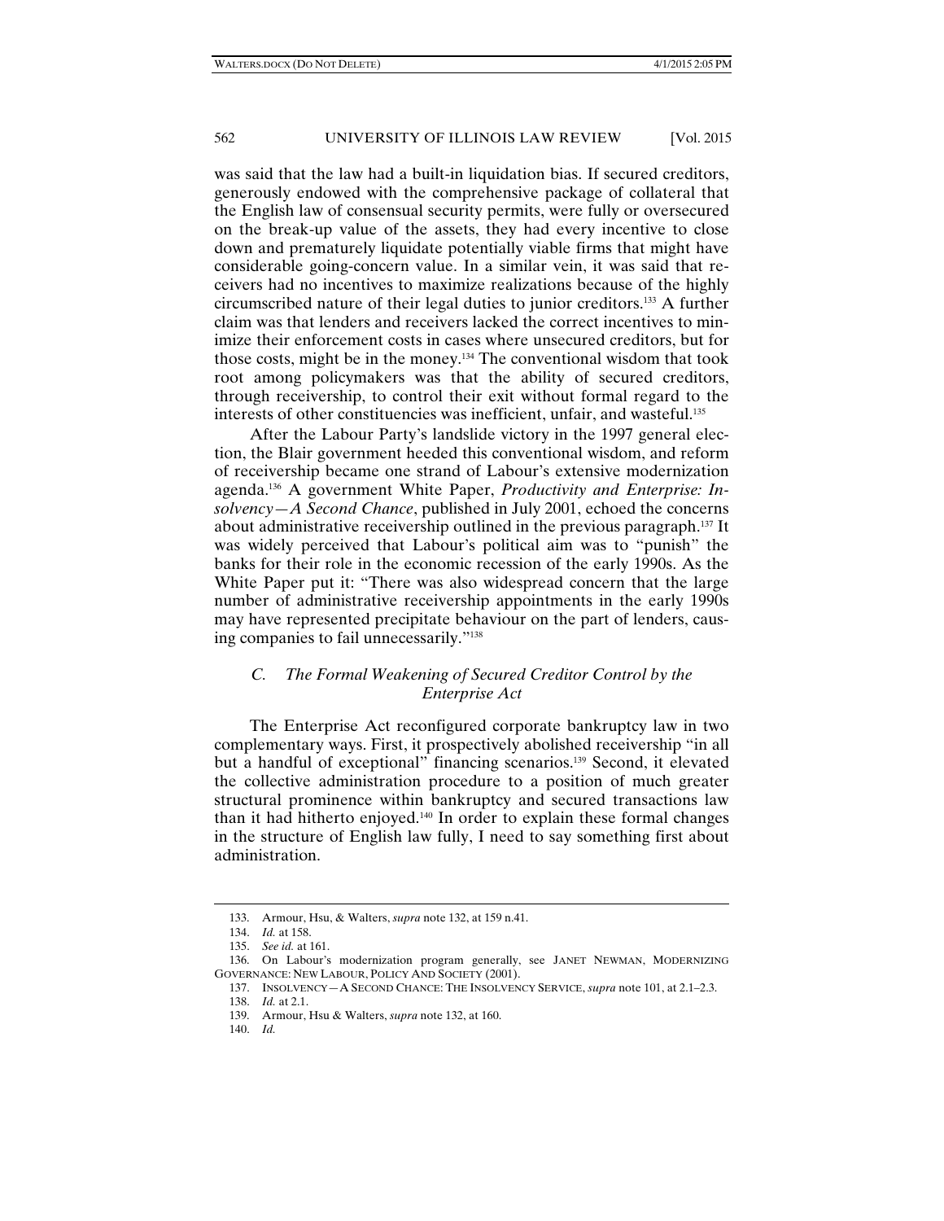was said that the law had a built-in liquidation bias. If secured creditors, generously endowed with the comprehensive package of collateral that the English law of consensual security permits, were fully or oversecured on the break-up value of the assets, they had every incentive to close down and prematurely liquidate potentially viable firms that might have considerable going-concern value. In a similar vein, it was said that receivers had no incentives to maximize realizations because of the highly circumscribed nature of their legal duties to junior creditors.[133] A further claim was that lenders and receivers lacked the correct incentives to minimize their enforcement costs in cases where unsecured creditors, but for those costs, might be in the money.[134] The conventional wisdom that took root among policymakers was that the ability of secured creditors, through receivership, to control their exit without formal regard to the interests of other constituencies was inefficient, unfair, and wasteful.[135]

After the Labour Party's landslide victory in the 1997 general election, the Blair government heeded this conventional wisdom, and reform of receivership became one strand of Labour's extensive modernization agenda.[136] A government White Paper, *Productivity and Enterprise: Insolvency—A Second Chance*, published in July 2001, echoed the concerns about administrative receivership outlined in the previous paragraph.[137] It was widely perceived that Labour's political aim was to "punish" the banks for their role in the economic recession of the early 1990s. As the White Paper put it: "There was also widespread concern that the large number of administrative receivership appointments in the early 1990s may have represented precipitate behaviour on the part of lenders, causing companies to fail unnecessarily."[138]

### *C. The Formal Weakening of Secured Creditor Control by the Enterprise Act*

The Enterprise Act reconfigured corporate bankruptcy law in two complementary ways. First, it prospectively abolished receivership "in all but a handful of exceptional" financing scenarios.[139] Second, it elevated the collective administration procedure to a position of much greater structural prominence within bankruptcy and secured transactions law than it had hitherto enjoyed.[140] In order to explain these formal changes in the structure of English law fully, I need to say something first about administration.

---

133. Armour, Hsu, & Walters, *supra* note 132, at 159 n.41.

134. *Id.* at 158.

135. *See id.* at 161.

136. On Labour's modernization program generally, see JANET NEWMAN, MODERNIZING GOVERNANCE: NEW LABOUR, POLICY AND SOCIETY (2001).

137. INSOLVENCY—A SECOND CHANCE: THE INSOLVENCY SERVICE, *supra* note 101, at 2.1–2.3.

138. *Id.* at 2.1.

139. Armour, Hsu & Walters, *supra* note 132, at 160.

140. *Id.*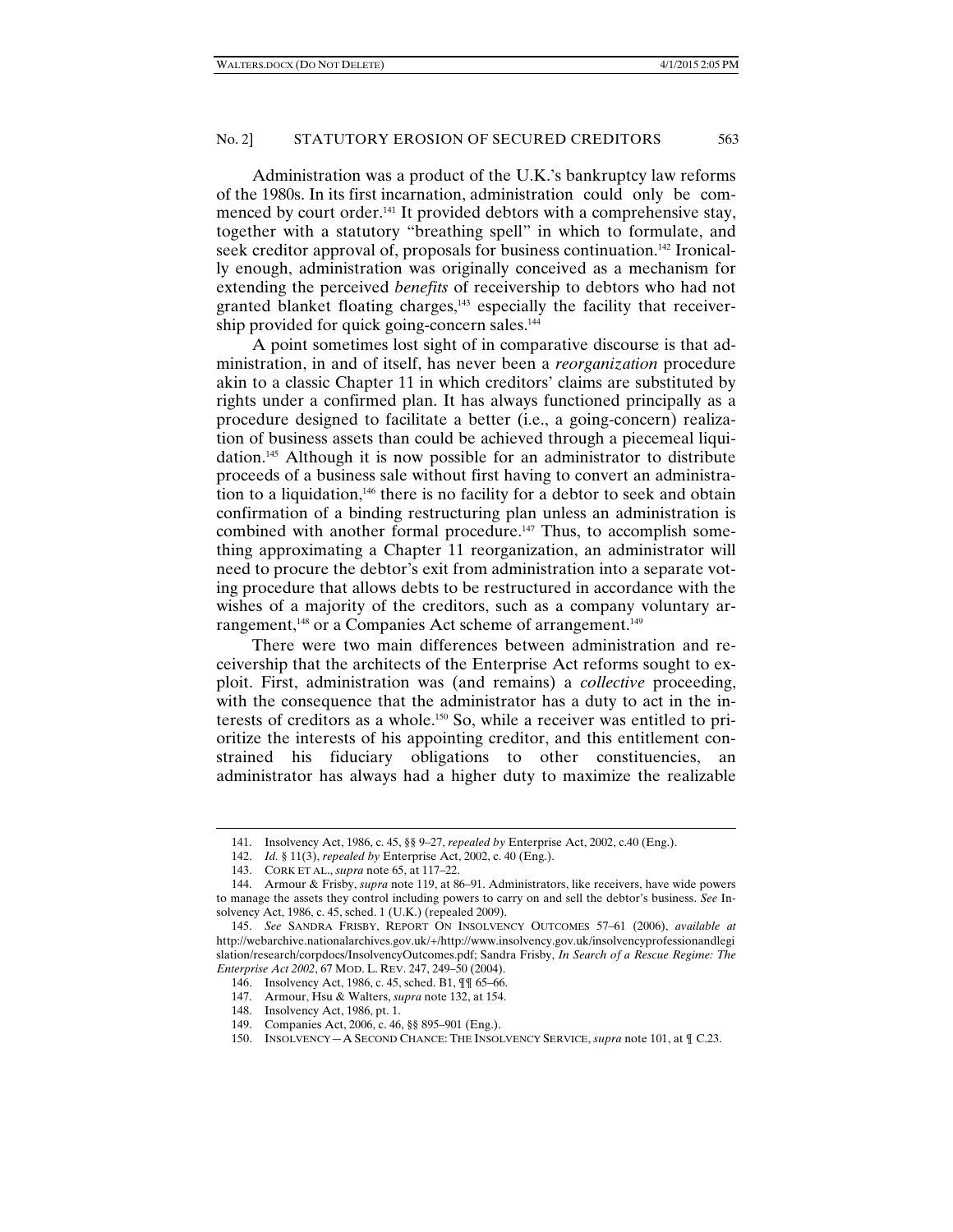Administration was a product of the U.K.'s bankruptcy law reforms of the 1980s. In its first incarnation, administration could only be commenced by court order.[141] It provided debtors with a comprehensive stay, together with a statutory "breathing spell" in which to formulate, and seek creditor approval of, proposals for business continuation.[142] Ironically enough, administration was originally conceived as a mechanism for extending the perceived *benefits* of receivership to debtors who had not granted blanket floating charges,[143] especially the facility that receivership provided for quick going-concern sales.[144]

A point sometimes lost sight of in comparative discourse is that administration, in and of itself, has never been a *reorganization* procedure akin to a classic Chapter 11 in which creditors' claims are substituted by rights under a confirmed plan. It has always functioned principally as a procedure designed to facilitate a better (i.e., a going-concern) realization of business assets than could be achieved through a piecemeal liquidation.[145] Although it is now possible for an administrator to distribute proceeds of a business sale without first having to convert an administration to a liquidation,[146] there is no facility for a debtor to seek and obtain confirmation of a binding restructuring plan unless an administration is combined with another formal procedure.[147] Thus, to accomplish something approximating a Chapter 11 reorganization, an administrator will need to procure the debtor's exit from administration into a separate voting procedure that allows debts to be restructured in accordance with the wishes of a majority of the creditors, such as a company voluntary arrangement,[148] or a Companies Act scheme of arrangement.[149]

There were two main differences between administration and receivership that the architects of the Enterprise Act reforms sought to exploit. First, administration was (and remains) a *collective* proceeding, with the consequence that the administrator has a duty to act in the interests of creditors as a whole.[150] So, while a receiver was entitled to prioritize the interests of his appointing creditor, and this entitlement constrained his fiduciary obligations to other constituencies, an administrator has always had a higher duty to maximize the realizable

---

141. Insolvency Act, 1986, c. 45, §§ 9–27, *repealed by* Enterprise Act, 2002, c.40 (Eng.).

142. *Id.* § 11(3), *repealed by* Enterprise Act, 2002, c. 40 (Eng.).

143. CORK ET AL., *supra* note 65, at 117–22.

144. Armour & Frisby, *supra* note 119, at 86–91. Administrators, like receivers, have wide powers to manage the assets they control including powers to carry on and sell the debtor's business. *See* Insolvency Act, 1986, c. 45, sched. 1 (U.K.) (repealed 2009).

145. *See* SANDRA FRISBY, REPORT ON INSOLVENCY OUTCOMES 57–61 (2006), *available at* http://webarchive.nationalarchives.gov.uk/+/http://www.insolvency.gov.uk/insolvencyprofessionandlegislation/research/corpdocs/InsolvencyOutcomes.pdf; Sandra Frisby, *In Search of a Rescue Regime: The Enterprise Act 2002*, 67 MOD. L. REV. 247, 249–50 (2004).

146. Insolvency Act, 1986, c. 45, sched. B1, ¶¶ 65–66.

147. Armour, Hsu & Walters, *supra* note 132, at 154.

148. Insolvency Act, 1986, pt. 1.

149. Companies Act, 2006, c. 46, §§ 895–901 (Eng.).

150. INSOLVENCY—A SECOND CHANCE: THE INSOLVENCY SERVICE, *supra* note 101, at ¶ C.23.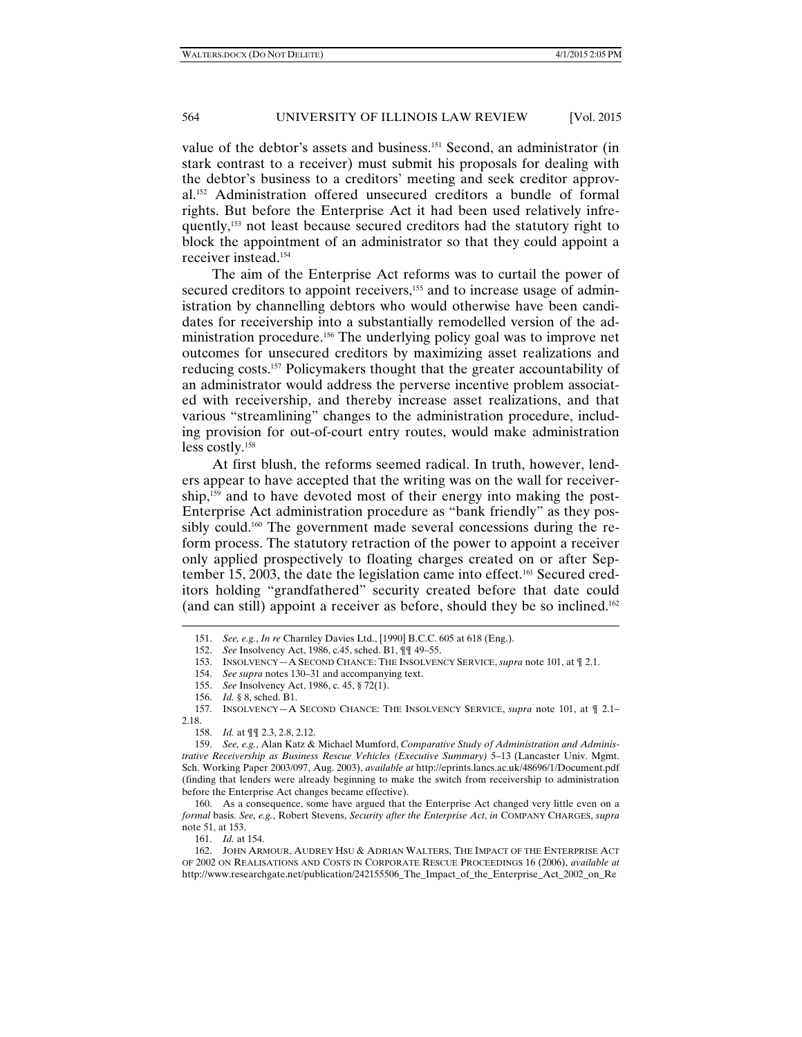value of the debtor's assets and business.[151] Second, an administrator (in stark contrast to a receiver) must submit his proposals for dealing with the debtor's business to a creditors' meeting and seek creditor approval.[152] Administration offered unsecured creditors a bundle of formal rights. But before the Enterprise Act it had been used relatively infrequently,[153] not least because secured creditors had the statutory right to block the appointment of an administrator so that they could appoint a receiver instead.[154]

The aim of the Enterprise Act reforms was to curtail the power of secured creditors to appoint receivers,[155] and to increase usage of administration by channelling debtors who would otherwise have been candidates for receivership into a substantially remodelled version of the administration procedure.[156] The underlying policy goal was to improve net outcomes for unsecured creditors by maximizing asset realizations and reducing costs.[157] Policymakers thought that the greater accountability of an administrator would address the perverse incentive problem associated with receivership, and thereby increase asset realizations, and that various "streamlining" changes to the administration procedure, including provision for out-of-court entry routes, would make administration less costly.[158]

At first blush, the reforms seemed radical. In truth, however, lenders appear to have accepted that the writing was on the wall for receivership,[159] and to have devoted most of their energy into making the post-Enterprise Act administration procedure as "bank friendly" as they possibly could.[160] The government made several concessions during the reform process. The statutory retraction of the power to appoint a receiver only applied prospectively to floating charges created on or after September 15, 2003, the date the legislation came into effect.[161] Secured creditors holding "grandfathered" security created before that date could (and can still) appoint a receiver as before, should they be so inclined.[162]

---

151. *See, e.g.*, *In re* Charnley Davies Ltd., [1990] B.C.C. 605 at 618 (Eng.).

152. *See* Insolvency Act, 1986, c.45, sched. B1, ¶¶ 49–55.

153. INSOLVENCY—A SECOND CHANCE: THE INSOLVENCY SERVICE, *supra* note 101, at ¶ 2.1.

154. *See supra* notes 130–31 and accompanying text.

155. *See* Insolvency Act, 1986, c. 45, § 72(1).

156. *Id.* § 8, sched. B1.

157. INSOLVENCY—A SECOND CHANCE: THE INSOLVENCY SERVICE, *supra* note 101, at ¶ 2.1–2.18.

158. *Id.* at ¶¶ 2.3, 2.8, 2.12.

159. *See, e.g.*, Alan Katz & Michael Mumford, *Comparative Study of Administration and Administrative Receivership as Business Rescue Vehicles (Executive Summary)* 5–13 (Lancaster Univ. Mgmt. Sch. Working Paper 2003/097, Aug. 2003), *available at* http://eprints.lancs.ac.uk/48696/1/Document.pdf (finding that lenders were already beginning to make the switch from receivership to administration before the Enterprise Act changes became effective).

160. As a consequence, some have argued that the Enterprise Act changed very little even on a *formal* basis. *See, e.g.*, Robert Stevens, *Security after the Enterprise Act*, *in* COMPANY CHARGES, *supra* note 51, at 153.

161. *Id.* at 154.

162. JOHN ARMOUR, AUDREY HSU & ADRIAN WALTERS, THE IMPACT OF THE ENTERPRISE ACT OF 2002 ON REALISATIONS AND COSTS IN CORPORATE RESCUE PROCEEDINGS 16 (2006), *available at* http://www.researchgate.net/publication/242155506_The_Impact_of_the_Enterprise_Act_2002_on_Re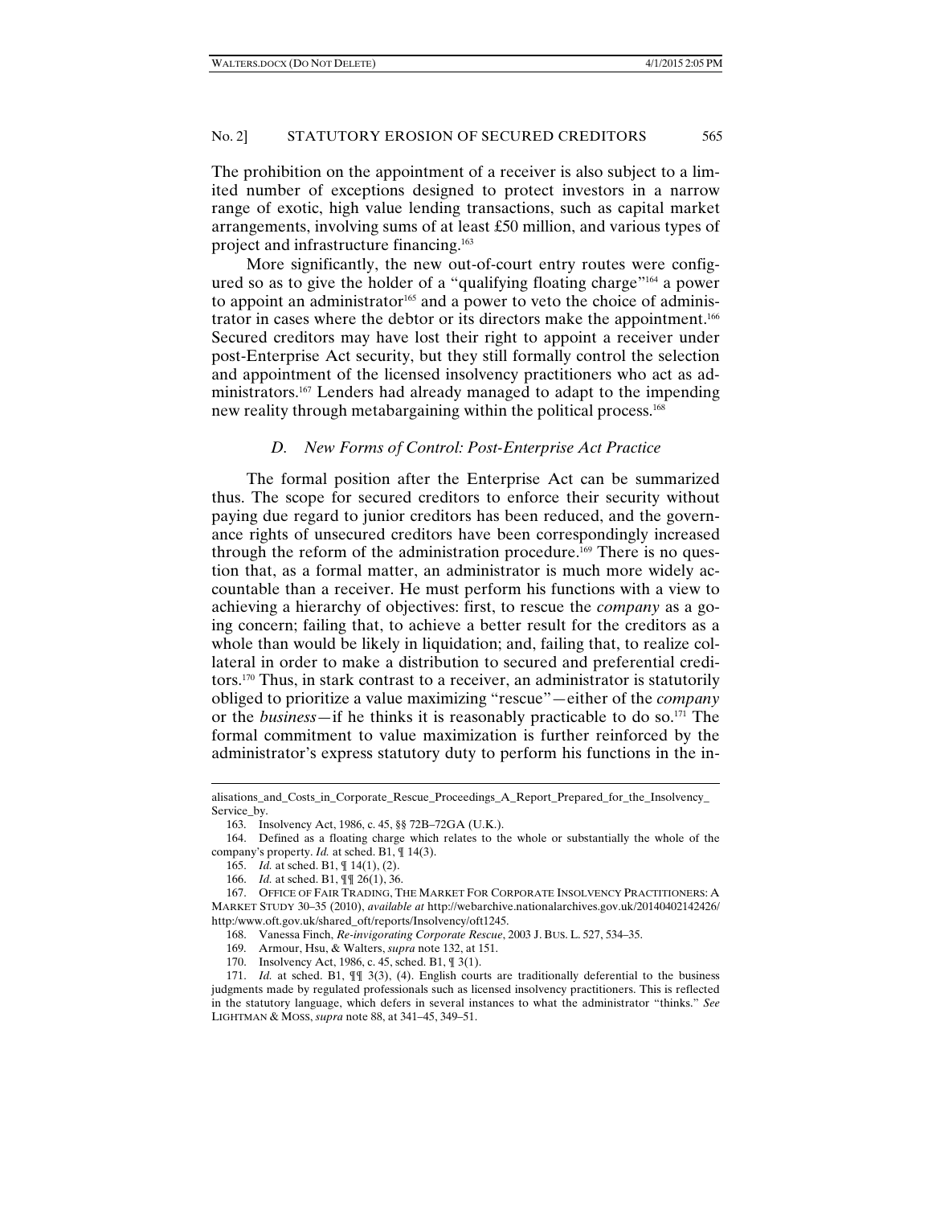The prohibition on the appointment of a receiver is also subject to a limited number of exceptions designed to protect investors in a narrow range of exotic, high value lending transactions, such as capital market arrangements, involving sums of at least £50 million, and various types of project and infrastructure financing.[163]

More significantly, the new out-of-court entry routes were configured so as to give the holder of a "qualifying floating charge"[164] a power to appoint an administrator[165] and a power to veto the choice of administrator in cases where the debtor or its directors make the appointment.[166] Secured creditors may have lost their right to appoint a receiver under post-Enterprise Act security, but they still formally control the selection and appointment of the licensed insolvency practitioners who act as administrators.[167] Lenders had already managed to adapt to the impending new reality through metabargaining within the political process.[168]

### *D. New Forms of Control: Post-Enterprise Act Practice*

The formal position after the Enterprise Act can be summarized thus. The scope for secured creditors to enforce their security without paying due regard to junior creditors has been reduced, and the governance rights of unsecured creditors have been correspondingly increased through the reform of the administration procedure.[169] There is no question that, as a formal matter, an administrator is much more widely accountable than a receiver. He must perform his functions with a view to achieving a hierarchy of objectives: first, to rescue the *company* as a going concern; failing that, to achieve a better result for the creditors as a whole than would be likely in liquidation; and, failing that, to realize collateral in order to make a distribution to secured and preferential creditors.[170] Thus, in stark contrast to a receiver, an administrator is statutorily obliged to prioritize a value maximizing "rescue"—either of the *company* or the *business*—if he thinks it is reasonably practicable to do so.[171] The formal commitment to value maximization is further reinforced by the administrator's express statutory duty to perform his functions in the in-

---

alisations_and_Costs_in_Corporate_Rescue_Proceedings_A_Report_Prepared_for_the_Insolvency_Service_by.

163. Insolvency Act, 1986, c. 45, §§ 72B–72GA (U.K.).

164. Defined as a floating charge which relates to the whole or substantially the whole of the company's property. *Id.* at sched. B1, ¶ 14(3).

165. *Id.* at sched. B1, ¶ 14(1), (2).

166. *Id.* at sched. B1, ¶¶ 26(1), 36.

167. OFFICE OF FAIR TRADING, THE MARKET FOR CORPORATE INSOLVENCY PRACTITIONERS: A MARKET STUDY 30–35 (2010), *available at* http://webarchive.nationalarchives.gov.uk/20140402142426/http:/www.oft.gov.uk/shared_oft/reports/Insolvency/oft1245.

168. Vanessa Finch, *Re-invigorating Corporate Rescue*, 2003 J. BUS. L. 527, 534–35.

169. Armour, Hsu, & Walters, *supra* note 132, at 151.

170. Insolvency Act, 1986, c. 45, sched. B1, ¶ 3(1).

171. *Id.* at sched. B1, ¶¶ 3(3), (4). English courts are traditionally deferential to the business judgments made by regulated professionals such as licensed insolvency practitioners. This is reflected in the statutory language, which defers in several instances to what the administrator "thinks." *See* LIGHTMAN & MOSS, *supra* note 88, at 341–45, 349–51.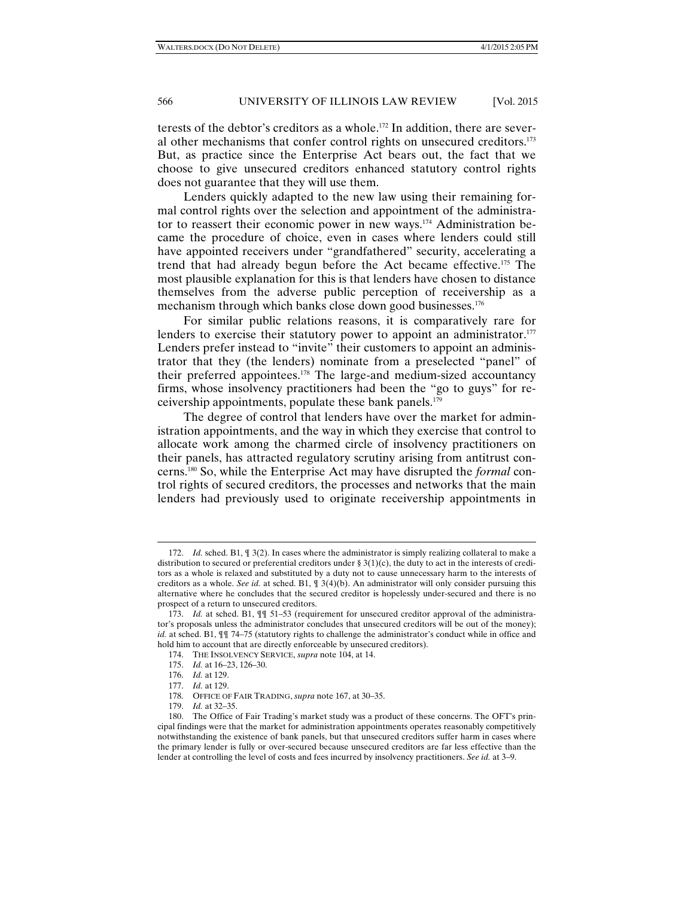terests of the debtor's creditors as a whole.[172] In addition, there are several other mechanisms that confer control rights on unsecured creditors.[173] But, as practice since the Enterprise Act bears out, the fact that we choose to give unsecured creditors enhanced statutory control rights does not guarantee that they will use them.

Lenders quickly adapted to the new law using their remaining formal control rights over the selection and appointment of the administrator to reassert their economic power in new ways.[174] Administration became the procedure of choice, even in cases where lenders could still have appointed receivers under "grandfathered" security, accelerating a trend that had already begun before the Act became effective.[175] The most plausible explanation for this is that lenders have chosen to distance themselves from the adverse public perception of receivership as a mechanism through which banks close down good businesses.[176]

For similar public relations reasons, it is comparatively rare for lenders to exercise their statutory power to appoint an administrator.[177] Lenders prefer instead to "invite" their customers to appoint an administrator that they (the lenders) nominate from a preselected "panel" of their preferred appointees.[178] The large-and medium-sized accountancy firms, whose insolvency practitioners had been the "go to guys" for receivership appointments, populate these bank panels.[179]

The degree of control that lenders have over the market for administration appointments, and the way in which they exercise that control to allocate work among the charmed circle of insolvency practitioners on their panels, has attracted regulatory scrutiny arising from antitrust concerns.[180] So, while the Enterprise Act may have disrupted the *formal* control rights of secured creditors, the processes and networks that the main lenders had previously used to originate receivership appointments in

---

172. *Id.* sched. B1, ¶ 3(2). In cases where the administrator is simply realizing collateral to make a distribution to secured or preferential creditors under § 3(1)(c), the duty to act in the interests of creditors as a whole is relaxed and substituted by a duty not to cause unnecessary harm to the interests of creditors as a whole. *See id.* at sched. B1, ¶ 3(4)(b). An administrator will only consider pursuing this alternative where he concludes that the secured creditor is hopelessly under-secured and there is no prospect of a return to unsecured creditors.

173. *Id.* at sched. B1, ¶¶ 51–53 (requirement for unsecured creditor approval of the administrator's proposals unless the administrator concludes that unsecured creditors will be out of the money); *id.* at sched. B1, ¶¶ 74–75 (statutory rights to challenge the administrator's conduct while in office and hold him to account that are directly enforceable by unsecured creditors).

174. THE INSOLVENCY SERVICE, *supra* note 104, at 14.

175. *Id.* at 16–23, 126–30.

176. *Id.* at 129.

177. *Id.* at 129.

178. OFFICE OF FAIR TRADING, *supra* note 167, at 30–35.

179. *Id.* at 32–35.

180. The Office of Fair Trading's market study was a product of these concerns. The OFT's principal findings were that the market for administration appointments operates reasonably competitively notwithstanding the existence of bank panels, but that unsecured creditors suffer harm in cases where the primary lender is fully or over-secured because unsecured creditors are far less effective than the lender at controlling the level of costs and fees incurred by insolvency practitioners. *See id.* at 3–9.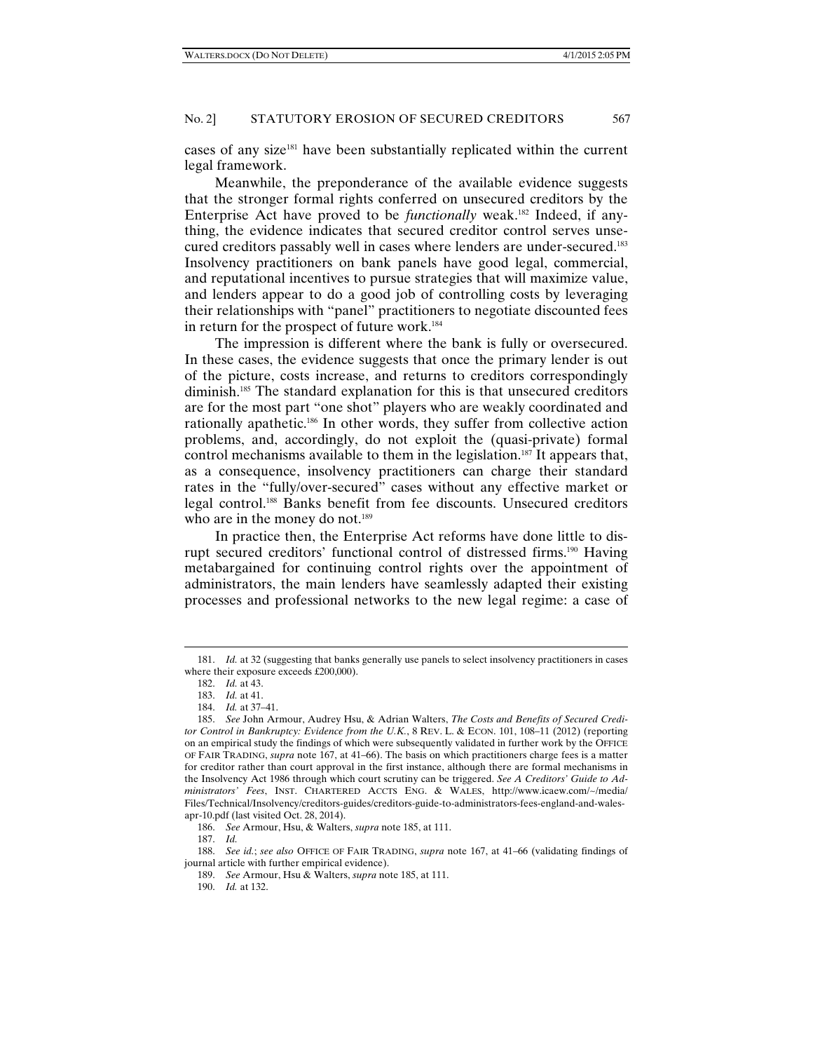cases of any size[181] have been substantially replicated within the current legal framework.

Meanwhile, the preponderance of the available evidence suggests that the stronger formal rights conferred on unsecured creditors by the Enterprise Act have proved to be *functionally* weak.[182] Indeed, if anything, the evidence indicates that secured creditor control serves unsecured creditors passably well in cases where lenders are under-secured.[183] Insolvency practitioners on bank panels have good legal, commercial, and reputational incentives to pursue strategies that will maximize value, and lenders appear to do a good job of controlling costs by leveraging their relationships with "panel" practitioners to negotiate discounted fees in return for the prospect of future work.[184]

The impression is different where the bank is fully or oversecured. In these cases, the evidence suggests that once the primary lender is out of the picture, costs increase, and returns to creditors correspondingly diminish.[185] The standard explanation for this is that unsecured creditors are for the most part "one shot" players who are weakly coordinated and rationally apathetic.[186] In other words, they suffer from collective action problems, and, accordingly, do not exploit the (quasi-private) formal control mechanisms available to them in the legislation.[187] It appears that, as a consequence, insolvency practitioners can charge their standard rates in the "fully/over-secured" cases without any effective market or legal control.[188] Banks benefit from fee discounts. Unsecured creditors who are in the money do not.[189]

In practice then, the Enterprise Act reforms have done little to disrupt secured creditors' functional control of distressed firms.[190] Having metabargained for continuing control rights over the appointment of administrators, the main lenders have seamlessly adapted their existing processes and professional networks to the new legal regime: a case of

---

181. *Id.* at 32 (suggesting that banks generally use panels to select insolvency practitioners in cases where their exposure exceeds £200,000).

182. *Id.* at 43.

183. *Id.* at 41.

184. *Id.* at 37–41.

185. *See* John Armour, Audrey Hsu, & Adrian Walters, *The Costs and Benefits of Secured Creditor Control in Bankruptcy: Evidence from the U.K.*, 8 REV. L. & ECON. 101, 108–11 (2012) (reporting on an empirical study the findings of which were subsequently validated in further work by the OFFICE OF FAIR TRADING, *supra* note 167, at 41–66). The basis on which practitioners charge fees is a matter for creditor rather than court approval in the first instance, although there are formal mechanisms in the Insolvency Act 1986 through which court scrutiny can be triggered. *See A Creditors' Guide to Administrators' Fees*, INST. CHARTERED ACCTS ENG. & WALES, http://www.icaew.com/~/media/Files/Technical/Insolvency/creditors-guides/creditors-guide-to-administrators-fees-england-and-wales-apr-10.pdf (last visited Oct. 28, 2014).

186. *See* Armour, Hsu, & Walters, *supra* note 185, at 111.

187. *Id.*

188. *See id.*; *see also* OFFICE OF FAIR TRADING, *supra* note 167, at 41–66 (validating findings of journal article with further empirical evidence).

189. *See* Armour, Hsu & Walters, *supra* note 185, at 111.

190. *Id.* at 132.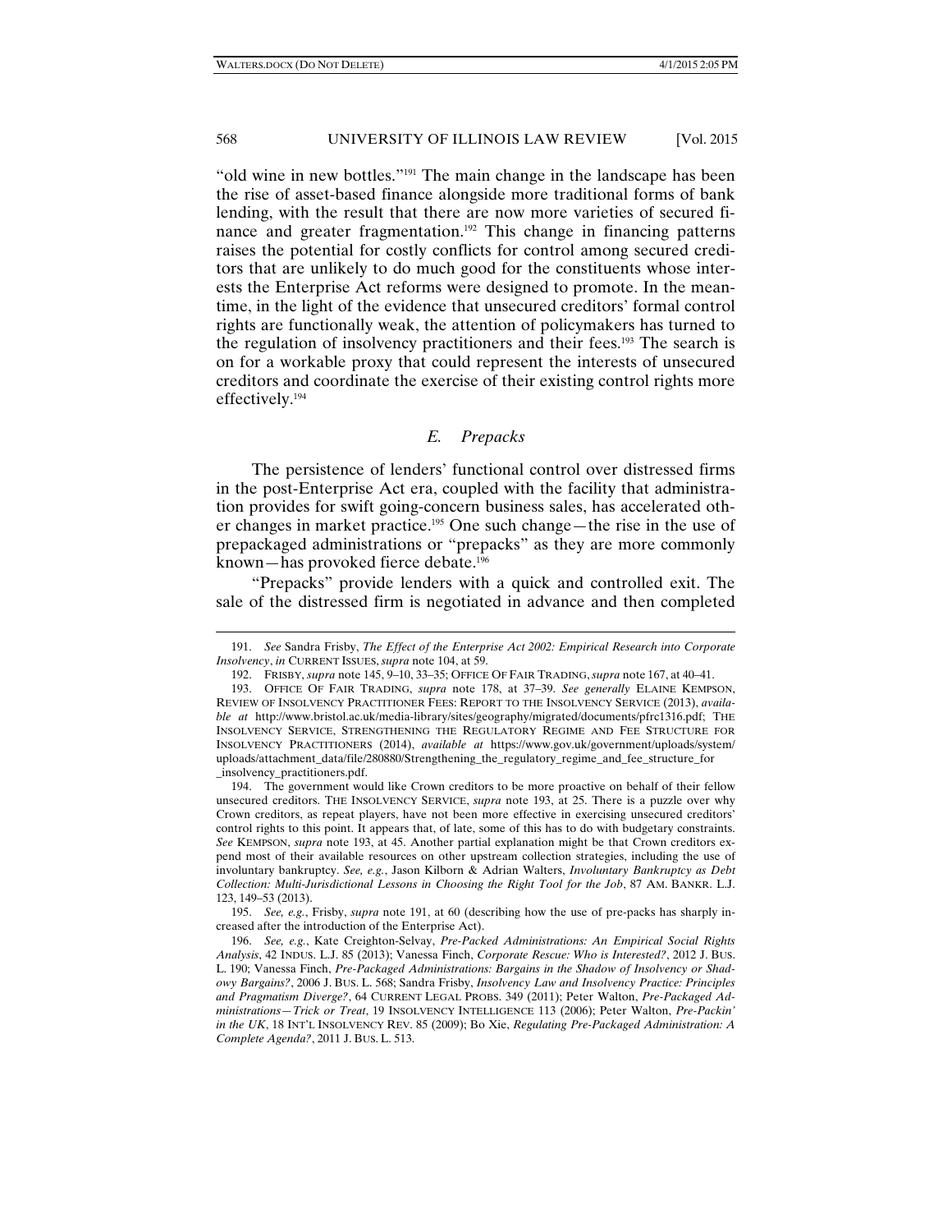"old wine in new bottles."[191] The main change in the landscape has been the rise of asset-based finance alongside more traditional forms of bank lending, with the result that there are now more varieties of secured finance and greater fragmentation.[192] This change in financing patterns raises the potential for costly conflicts for control among secured creditors that are unlikely to do much good for the constituents whose interests the Enterprise Act reforms were designed to promote. In the meantime, in the light of the evidence that unsecured creditors' formal control rights are functionally weak, the attention of policymakers has turned to the regulation of insolvency practitioners and their fees.[193] The search is on for a workable proxy that could represent the interests of unsecured creditors and coordinate the exercise of their existing control rights more effectively.[194]

### *E. Prepacks*

The persistence of lenders' functional control over distressed firms in the post-Enterprise Act era, coupled with the facility that administration provides for swift going-concern business sales, has accelerated other changes in market practice.[195] One such change—the rise in the use of prepackaged administrations or "prepacks" as they are more commonly known—has provoked fierce debate.[196]

"Prepacks" provide lenders with a quick and controlled exit. The sale of the distressed firm is negotiated in advance and then completed

---

191. *See* Sandra Frisby, *The Effect of the Enterprise Act 2002: Empirical Research into Corporate Insolvency*, *in* CURRENT ISSUES, *supra* note 104, at 59.

192. FRISBY, *supra* note 145, 9–10, 33–35; OFFICE OF FAIR TRADING, *supra* note 167, at 40–41.

193. OFFICE OF FAIR TRADING, *supra* note 178, at 37–39. *See generally* ELAINE KEMPSON, REVIEW OF INSOLVENCY PRACTITIONER FEES: REPORT TO THE INSOLVENCY SERVICE (2013), *available at* http://www.bristol.ac.uk/media-library/sites/geography/migrated/documents/pfrc1316.pdf; THE INSOLVENCY SERVICE, STRENGTHENING THE REGULATORY REGIME AND FEE STRUCTURE FOR INSOLVENCY PRACTITIONERS (2014), *available at* https://www.gov.uk/government/uploads/system/uploads/attachment_data/file/280880/Strengthening_the_regulatory_regime_and_fee_structure_for_insolvency_practitioners.pdf.

194. The government would like Crown creditors to be more proactive on behalf of their fellow unsecured creditors. THE INSOLVENCY SERVICE, *supra* note 193, at 25. There is a puzzle over why Crown creditors, as repeat players, have not been more effective in exercising unsecured creditors' control rights to this point. It appears that, of late, some of this has to do with budgetary constraints. *See* KEMPSON, *supra* note 193, at 45. Another partial explanation might be that Crown creditors expend most of their available resources on other upstream collection strategies, including the use of involuntary bankruptcy. *See, e.g.*, Jason Kilborn & Adrian Walters, *Involuntary Bankruptcy as Debt Collection: Multi-Jurisdictional Lessons in Choosing the Right Tool for the Job*, 87 AM. BANKR. L.J. 123, 149–53 (2013).

195. *See, e.g.*, Frisby, *supra* note 191, at 60 (describing how the use of pre-packs has sharply increased after the introduction of the Enterprise Act).

196. *See, e.g.*, Kate Creighton-Selvay, *Pre-Packed Administrations: An Empirical Social Rights Analysis*, 42 INDUS. L.J. 85 (2013); Vanessa Finch, *Corporate Rescue: Who is Interested?*, 2012 J. BUS. L. 190; Vanessa Finch, *Pre-Packaged Administrations: Bargains in the Shadow of Insolvency or Shadowy Bargains?*, 2006 J. BUS. L. 568; Sandra Frisby, *Insolvency Law and Insolvency Practice: Principles and Pragmatism Diverge?*, 64 CURRENT LEGAL PROBS. 349 (2011); Peter Walton, *Pre-Packaged Administrations—Trick or Treat*, 19 INSOLVENCY INTELLIGENCE 113 (2006); Peter Walton, *Pre-Packin' in the UK*, 18 INT'L INSOLVENCY REV. 85 (2009); Bo Xie, *Regulating Pre-Packaged Administration: A Complete Agenda?*, 2011 J. BUS. L. 513.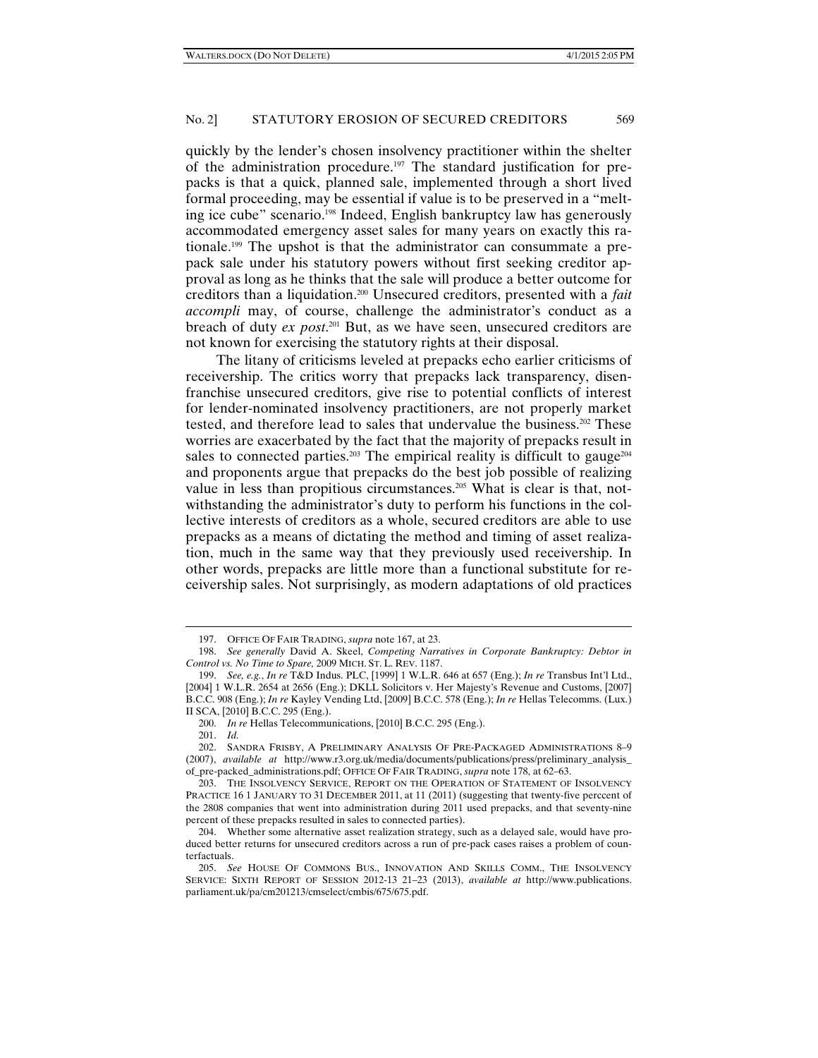quickly by the lender's chosen insolvency practitioner within the shelter of the administration procedure.[197] The standard justification for prepacks is that a quick, planned sale, implemented through a short lived formal proceeding, may be essential if value is to be preserved in a "melting ice cube" scenario.[198] Indeed, English bankruptcy law has generously accommodated emergency asset sales for many years on exactly this rationale.[199] The upshot is that the administrator can consummate a prepack sale under his statutory powers without first seeking creditor approval as long as he thinks that the sale will produce a better outcome for creditors than a liquidation.[200] Unsecured creditors, presented with a *fait accompli* may, of course, challenge the administrator's conduct as a breach of duty *ex post*.[201] But, as we have seen, unsecured creditors are not known for exercising the statutory rights at their disposal.

The litany of criticisms leveled at prepacks echo earlier criticisms of receivership. The critics worry that prepacks lack transparency, disenfranchise unsecured creditors, give rise to potential conflicts of interest for lender-nominated insolvency practitioners, are not properly market tested, and therefore lead to sales that undervalue the business.[202] These worries are exacerbated by the fact that the majority of prepacks result in sales to connected parties.[203] The empirical reality is difficult to gauge[204] and proponents argue that prepacks do the best job possible of realizing value in less than propitious circumstances.[205] What is clear is that, notwithstanding the administrator's duty to perform his functions in the collective interests of creditors as a whole, secured creditors are able to use prepacks as a means of dictating the method and timing of asset realization, much in the same way that they previously used receivership. In other words, prepacks are little more than a functional substitute for receivership sales. Not surprisingly, as modern adaptations of old practices

---

197. OFFICE OF FAIR TRADING, *supra* note 167, at 23.

198. *See generally* David A. Skeel, *Competing Narratives in Corporate Bankruptcy: Debtor in Control vs. No Time to Spare,* 2009 MICH. ST. L. REV. 1187.

199. *See, e.g.*, *In re* T&D Indus. PLC, [1999] 1 W.L.R. 646 at 657 (Eng.); *In re* Transbus Int'l Ltd., [2004] 1 W.L.R. 2654 at 2656 (Eng.); DKLL Solicitors v. Her Majesty's Revenue and Customs, [2007] B.C.C. 908 (Eng.); *In re* Kayley Vending Ltd, [2009] B.C.C. 578 (Eng.); *In re* Hellas Telecomms. (Lux.) II SCA, [2010] B.C.C. 295 (Eng.).

200. *In re* Hellas Telecommunications, [2010] B.C.C. 295 (Eng.).

201. *Id.*

202. SANDRA FRISBY, A PRELIMINARY ANALYSIS OF PRE-PACKAGED ADMINISTRATIONS 8–9 (2007), *available at* http://www.r3.org.uk/media/documents/publications/press/preliminary_analysis_of_pre-packed_administrations.pdf; OFFICE OF FAIR TRADING, *supra* note 178, at 62–63.

203. THE INSOLVENCY SERVICE, REPORT ON THE OPERATION OF STATEMENT OF INSOLVENCY PRACTICE 16 1 JANUARY TO 31 DECEMBER 2011, at 11 (2011) (suggesting that twenty-five perccent of the 2808 companies that went into administration during 2011 used prepacks, and that seventy-nine percent of these prepacks resulted in sales to connected parties).

204. Whether some alternative asset realization strategy, such as a delayed sale, would have produced better returns for unsecured creditors across a run of pre-pack cases raises a problem of counterfactuals.

205. *See* HOUSE OF COMMONS BUS., INNOVATION AND SKILLS COMM., THE INSOLVENCY SERVICE: SIXTH REPORT OF SESSION 2012-13 21–23 (2013), *available at* http://www.publications.parliament.uk/pa/cm201213/cmselect/cmbis/675/675.pdf.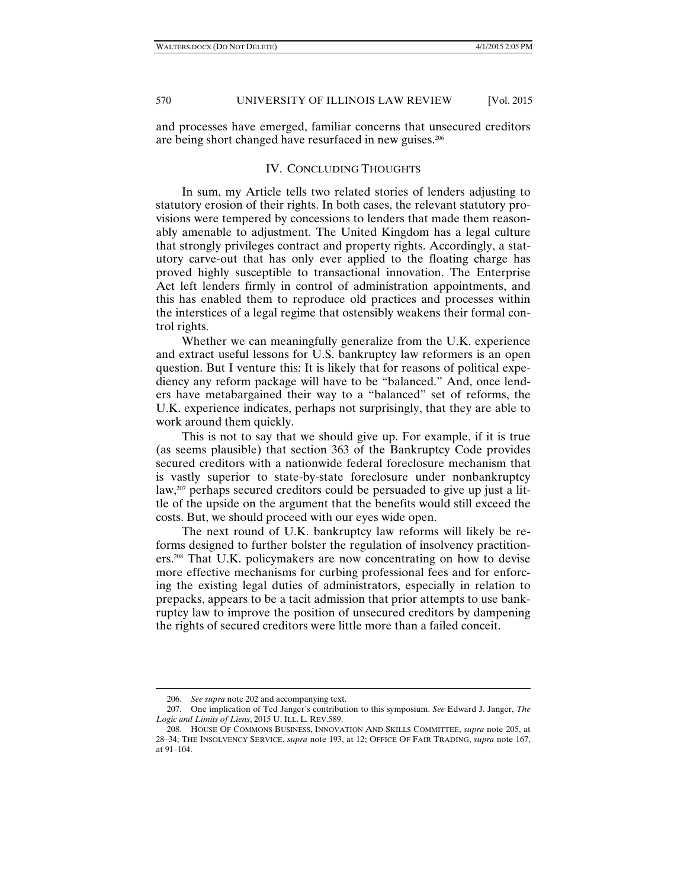and processes have emerged, familiar concerns that unsecured creditors are being short changed have resurfaced in new guises.[206]

## IV. CONCLUDING THOUGHTS

In sum, my Article tells two related stories of lenders adjusting to statutory erosion of their rights. In both cases, the relevant statutory provisions were tempered by concessions to lenders that made them reasonably amenable to adjustment. The United Kingdom has a legal culture that strongly privileges contract and property rights. Accordingly, a statutory carve-out that has only ever applied to the floating charge has proved highly susceptible to transactional innovation. The Enterprise Act left lenders firmly in control of administration appointments, and this has enabled them to reproduce old practices and processes within the interstices of a legal regime that ostensibly weakens their formal control rights.

Whether we can meaningfully generalize from the U.K. experience and extract useful lessons for U.S. bankruptcy law reformers is an open question. But I venture this: It is likely that for reasons of political expediency any reform package will have to be "balanced." And, once lenders have metabargained their way to a "balanced" set of reforms, the U.K. experience indicates, perhaps not surprisingly, that they are able to work around them quickly.

This is not to say that we should give up. For example, if it is true (as seems plausible) that section 363 of the Bankruptcy Code provides secured creditors with a nationwide federal foreclosure mechanism that is vastly superior to state-by-state foreclosure under nonbankruptcy law,[207] perhaps secured creditors could be persuaded to give up just a little of the upside on the argument that the benefits would still exceed the costs. But, we should proceed with our eyes wide open.

The next round of U.K. bankruptcy law reforms will likely be reforms designed to further bolster the regulation of insolvency practitioners.[208] That U.K. policymakers are now concentrating on how to devise more effective mechanisms for curbing professional fees and for enforcing the existing legal duties of administrators, especially in relation to prepacks, appears to be a tacit admission that prior attempts to use bankruptcy law to improve the position of unsecured creditors by dampening the rights of secured creditors were little more than a failed conceit.

---

206. *See supra* note 202 and accompanying text.

207. One implication of Ted Janger's contribution to this symposium. *See* Edward J. Janger, *The Logic and Limits of Liens*, 2015 U. ILL. L. REV.589.

208. HOUSE OF COMMONS BUSINESS, INNOVATION AND SKILLS COMMITTEE, *supra* note 205, at 28–34; THE INSOLVENCY SERVICE, *supra* note 193, at 12; OFFICE OF FAIR TRADING, *supra* note 167, at 91–104.